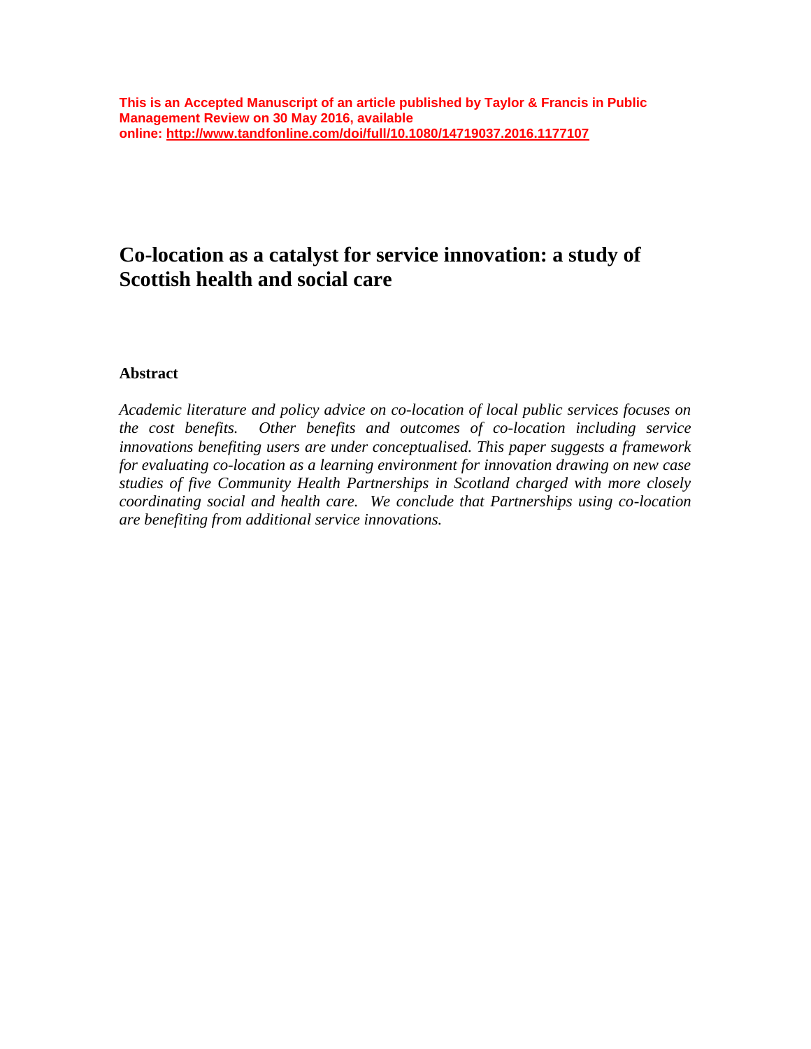**This is an Accepted Manuscript of an article published by Taylor & Francis in Public Management Review on 30 May 2016, available online: [http://www.tandfonline.com/doi/full/10.1080/14719037.2016.1177107](http://www.tandfonline.com/doi/full/10.1080/14719037.2016.1177107)**

# Co-location as a catalyst for service innovation: a study of Scottish health and social care

## Abstract

*Academic literature and policy advice on co-location of local public services focuses on the cost benefits. Other benefits and outcomes of co-location including service innovations benefiting users are under conceptualised. This paper suggests a framework for evaluating co-location as a learning environment for innovation drawing on new case studies of five Community Health Partnerships in Scotland charged with more closely coordinating social and health care. We conclude that Partnerships using co-location are benefiting from additional service innovations.*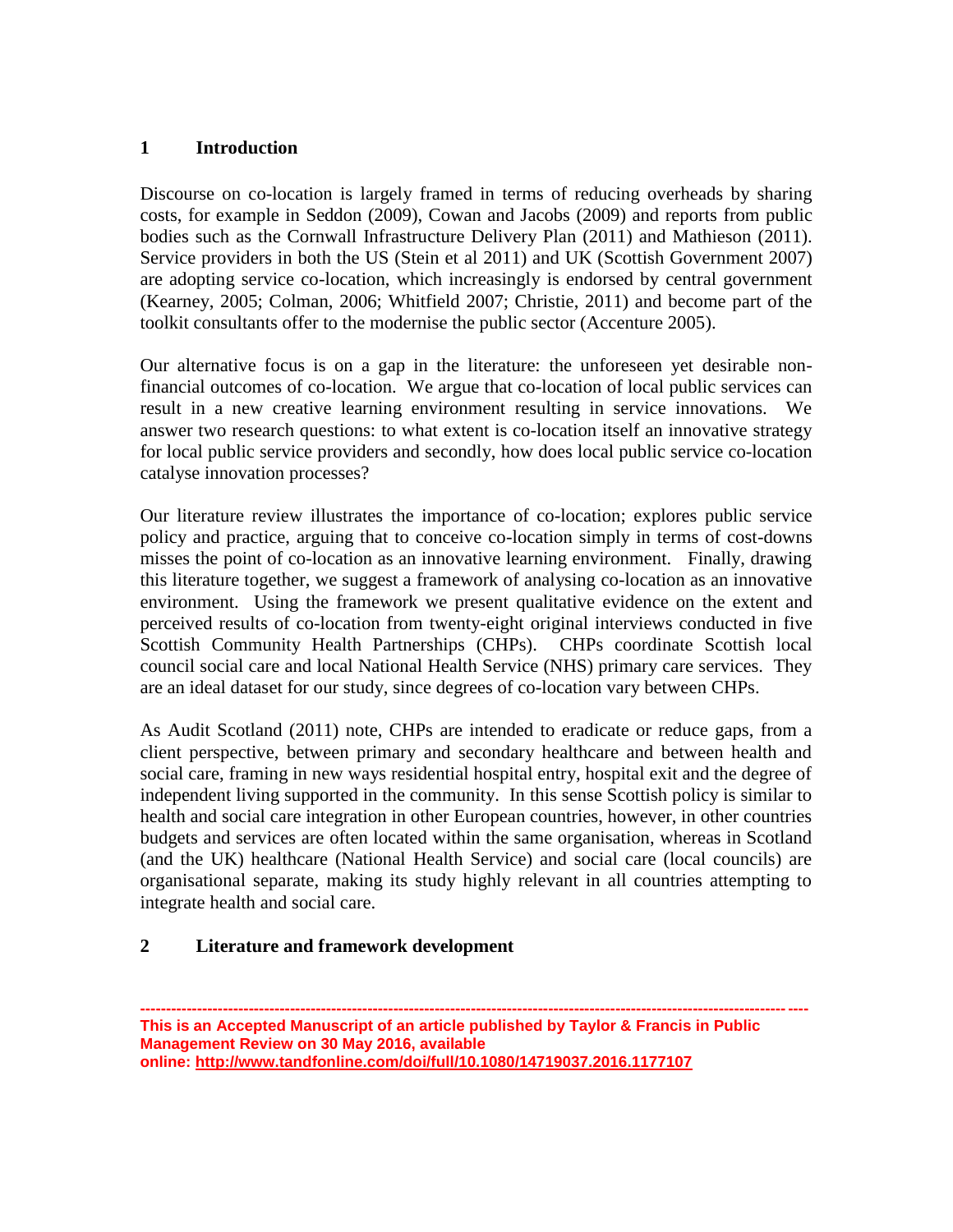## 1 Introduction

Discourse on co-location is largely framed in terms of reducing overheads by sharing costs, for example in Seddon (2009), Cowan and Jacobs (2009) and reports from public bodies such as the Cornwall Infrastructure Delivery Plan (2011) and Mathieson (2011). Service providers in both the US (Stein et al 2011) and UK (Scottish Government 2007) are adopting service co-location, which increasingly is endorsed by central government (Kearney, 2005; Colman, 2006; Whitfield 2007; Christie, 2011) and become part of the toolkit consultants offer to the modernise the public sector (Accenture 2005).

Our alternative focus is on a gap in the literature: the unforeseen yet desirable non-financial outcomes of co-location. We argue that co-location of local public services can result in a new creative learning environment resulting in service innovations. We answer two research questions: to what extent is co-location itself an innovative strategy for local public service providers and secondly, how does local public service co-location catalyse innovation processes?

Our literature review illustrates the importance of co-location; explores public service policy and practice, arguing that to conceive co-location simply in terms of cost-downs misses the point of co-location as an innovative learning environment. Finally, drawing this literature together, we suggest a framework of analysing co-location as an innovative environment. Using the framework we present qualitative evidence on the extent and perceived results of co-location from twenty-eight original interviews conducted in five Scottish Community Health Partnerships (CHPs). CHPs coordinate Scottish local council social care and local National Health Service (NHS) primary care services. They are an ideal dataset for our study, since degrees of co-location vary between CHPs.

As Audit Scotland (2011) note, CHPs are intended to eradicate or reduce gaps, from a client perspective, between primary and secondary healthcare and between health and social care, framing in new ways residential hospital entry, hospital exit and the degree of independent living supported in the community. In this sense Scottish policy is similar to health and social care integration in other European countries, however, in other countries budgets and services are often located within the same organisation, whereas in Scotland (and the UK) healthcare (National Health Service) and social care (local councils) are organisational separate, making its study highly relevant in all countries attempting to integrate health and social care.

## 2 Literature and framework development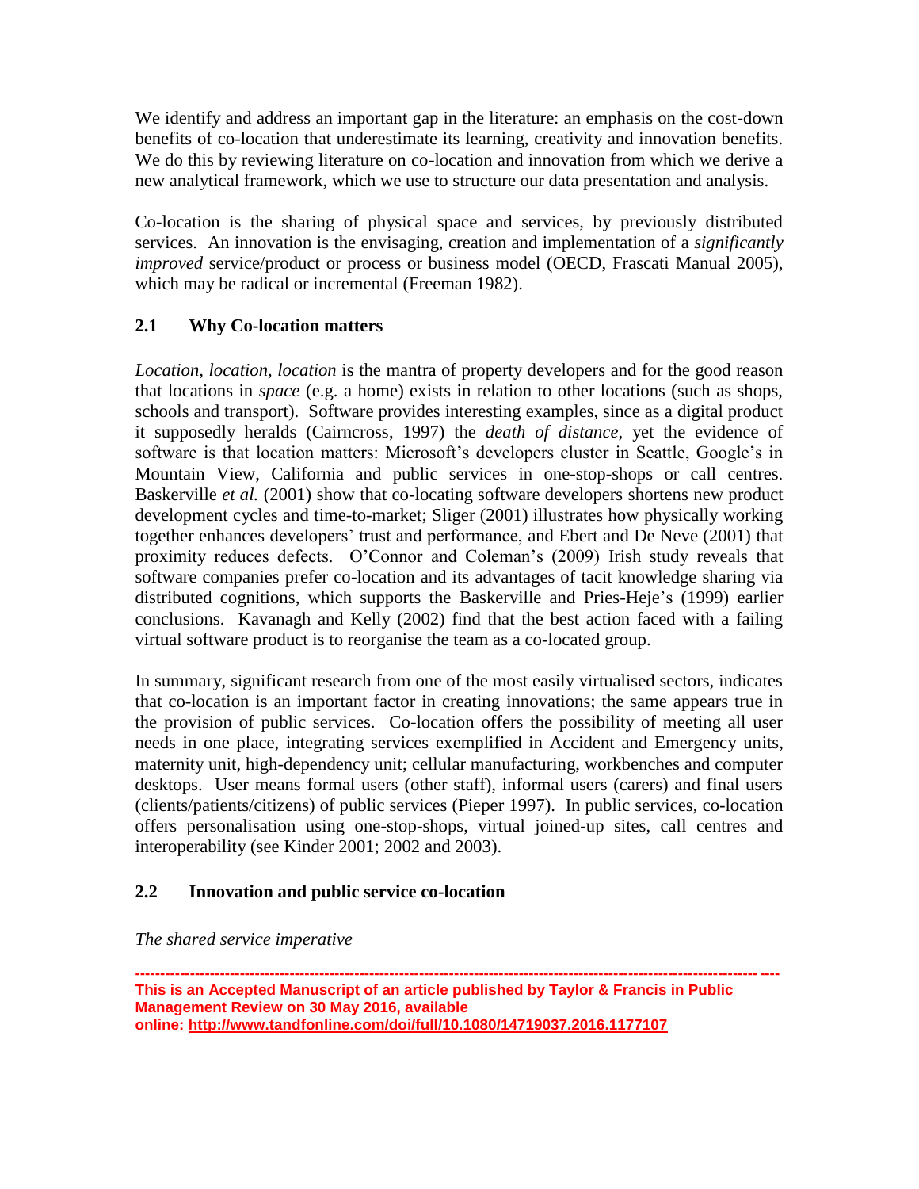We identify and address an important gap in the literature: an emphasis on the cost-down benefits of co-location that underestimate its learning, creativity and innovation benefits. We do this by reviewing literature on co-location and innovation from which we derive a new analytical framework, which we use to structure our data presentation and analysis.

Co-location is the sharing of physical space and services, by previously distributed services. An innovation is the envisaging, creation and implementation of a *significantly improved* service/product or process or business model (OECD, Frascati Manual 2005), which may be radical or incremental (Freeman 1982).

### 2.1 Why Co-location matters

*Location, location, location* is the mantra of property developers and for the good reason that locations in *space* (e.g. a home) exists in relation to other locations (such as shops, schools and transport). Software provides interesting examples, since as a digital product it supposedly heralds (Cairncross, 1997) the *death of distance*, yet the evidence of software is that location matters: Microsoft's developers cluster in Seattle, Google's in Mountain View, California and public services in one-stop-shops or call centres. Baskerville *et al.* (2001) show that co-locating software developers shortens new product development cycles and time-to-market; Sliger (2001) illustrates how physically working together enhances developers' trust and performance, and Ebert and De Neve (2001) that proximity reduces defects. O'Connor and Coleman's (2009) Irish study reveals that software companies prefer co-location and its advantages of tacit knowledge sharing via distributed cognitions, which supports the Baskerville and Pries-Heje's (1999) earlier conclusions. Kavanagh and Kelly (2002) find that the best action faced with a failing virtual software product is to reorganise the team as a co-located group.

In summary, significant research from one of the most easily virtualised sectors, indicates that co-location is an important factor in creating innovations; the same appears true in the provision of public services. Co-location offers the possibility of meeting all user needs in one place, integrating services exemplified in Accident and Emergency units, maternity unit, high-dependency unit; cellular manufacturing, workbenches and computer desktops. User means formal users (other staff), informal users (carers) and final users (clients/patients/citizens) of public services (Pieper 1997). In public services, co-location offers personalisation using one-stop-shops, virtual joined-up sites, call centres and interoperability (see Kinder 2001; 2002 and 2003).

### 2.2 Innovation and public service co-location

*The shared service imperative*

**This is an Accepted Manuscript of an article published by Taylor & Francis in Public Management Review on 30 May 2016, available online: http://www.tandfonline.com/doi/full/10.1080/14719037.2016.1177107**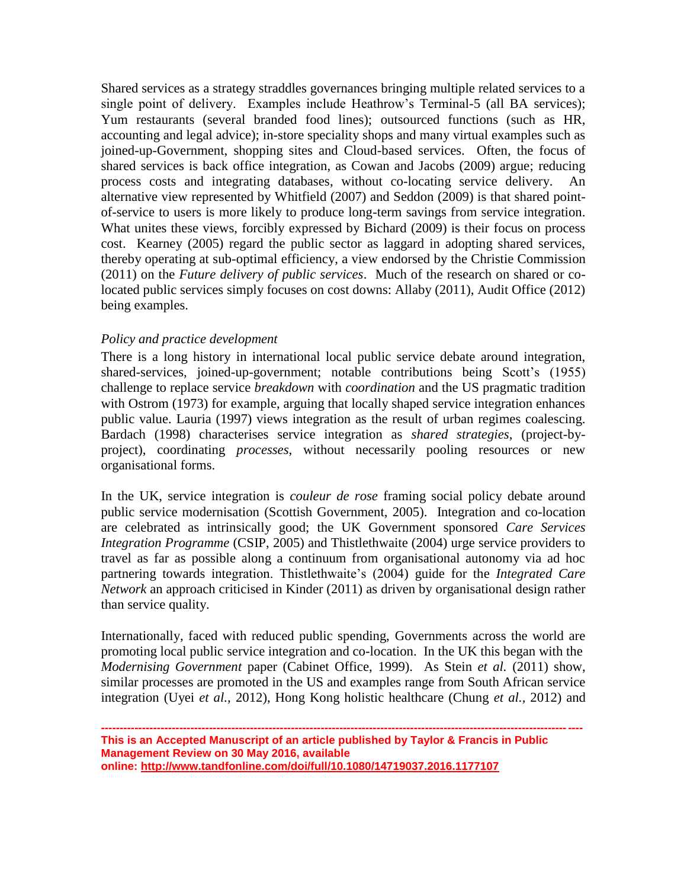Shared services as a strategy straddles governances bringing multiple related services to a single point of delivery. Examples include Heathrow's Terminal-5 (all BA services); Yum restaurants (several branded food lines); outsourced functions (such as HR, accounting and legal advice); in-store speciality shops and many virtual examples such as joined-up-Government, shopping sites and Cloud-based services. Often, the focus of shared services is back office integration, as Cowan and Jacobs (2009) argue; reducing process costs and integrating databases, without co-locating service delivery. An alternative view represented by Whitfield (2007) and Seddon (2009) is that shared point-of-service to users is more likely to produce long-term savings from service integration. What unites these views, forcibly expressed by Bichard (2009) is their focus on process cost. Kearney (2005) regard the public sector as laggard in adopting shared services, thereby operating at sub-optimal efficiency, a view endorsed by the Christie Commission (2011) on the *Future delivery of public services*. Much of the research on shared or co-located public services simply focuses on cost downs: Allaby (2011), Audit Office (2012) being examples.

*Policy and practice development*

There is a long history in international local public service debate around integration, shared-services, joined-up-government; notable contributions being Scott's (1955) challenge to replace service *breakdown* with *coordination* and the US pragmatic tradition with Ostrom (1973) for example, arguing that locally shaped service integration enhances public value. Lauria (1997) views integration as the result of urban regimes coalescing. Bardach (1998) characterises service integration as *shared strategies*, (project-by-project), coordinating *processes*, without necessarily pooling resources or new organisational forms.

In the UK, service integration is *couleur de rose* framing social policy debate around public service modernisation (Scottish Government, 2005). Integration and co-location are celebrated as intrinsically good; the UK Government sponsored *Care Services Integration Programme* (CSIP, 2005) and Thistlethwaite (2004) urge service providers to travel as far as possible along a continuum from organisational autonomy via ad hoc partnering towards integration. Thistlethwaite's (2004) guide for the *Integrated Care Network* an approach criticised in Kinder (2011) as driven by organisational design rather than service quality.

Internationally, faced with reduced public spending, Governments across the world are promoting local public service integration and co-location. In the UK this began with the *Modernising Government* paper (Cabinet Office, 1999). As Stein *et al.* (2011) show, similar processes are promoted in the US and examples range from South African service integration (Uyei *et al.,* 2012), Hong Kong holistic healthcare (Chung *et al.*, 2012) and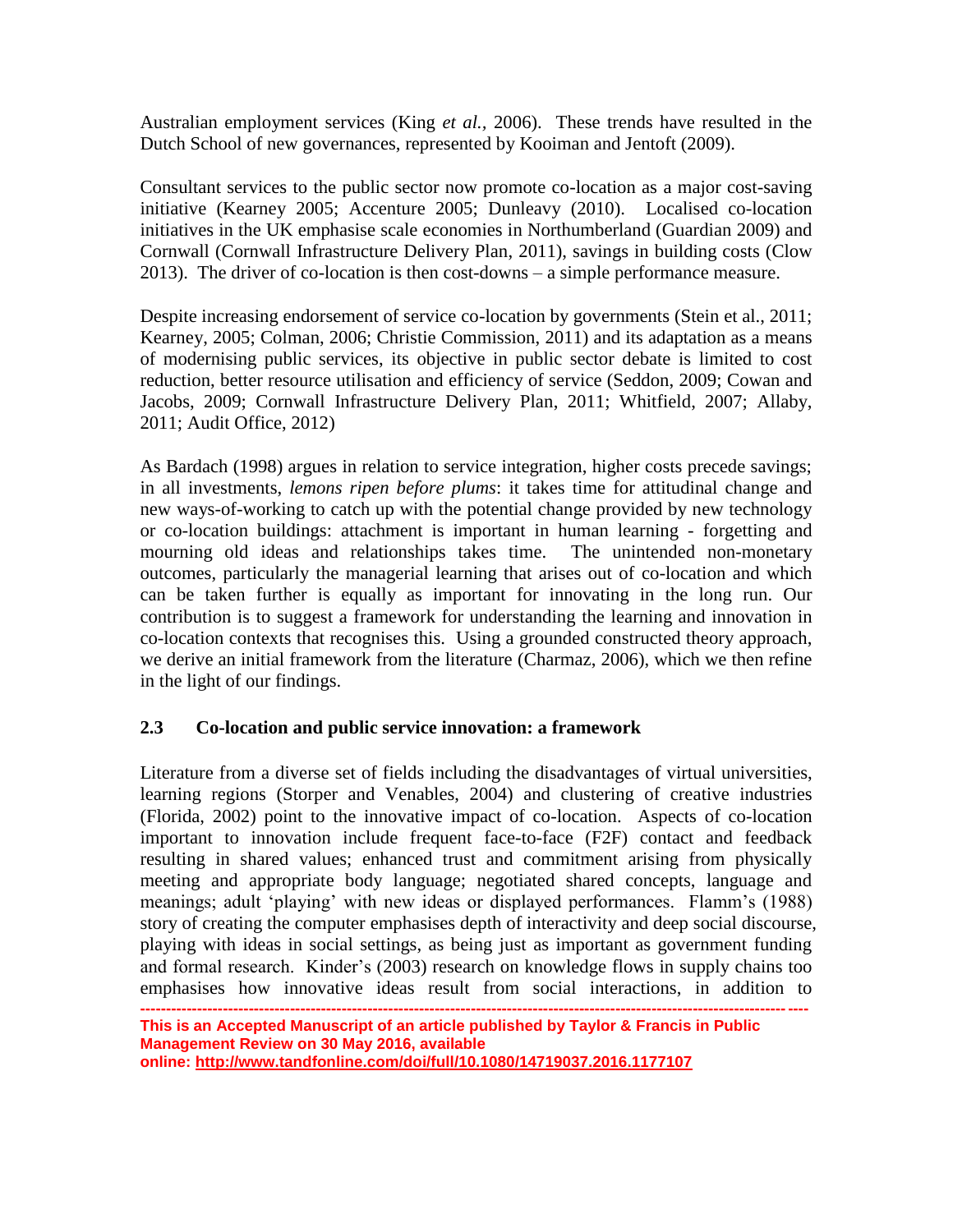Australian employment services (King *et al.*, 2006). These trends have resulted in the Dutch School of new governances, represented by Kooiman and Jentoft (2009).

Consultant services to the public sector now promote co-location as a major cost-saving initiative (Kearney 2005; Accenture 2005; Dunleavy (2010). Localised co-location initiatives in the UK emphasise scale economies in Northumberland (Guardian 2009) and Cornwall (Cornwall Infrastructure Delivery Plan, 2011), savings in building costs (Clow 2013). The driver of co-location is then cost-downs – a simple performance measure.

Despite increasing endorsement of service co-location by governments (Stein et al., 2011; Kearney, 2005; Colman, 2006; Christie Commission, 2011) and its adaptation as a means of modernising public services, its objective in public sector debate is limited to cost reduction, better resource utilisation and efficiency of service (Seddon, 2009; Cowan and Jacobs, 2009; Cornwall Infrastructure Delivery Plan, 2011; Whitfield, 2007; Allaby, 2011; Audit Office, 2012)

As Bardach (1998) argues in relation to service integration, higher costs precede savings; in all investments, *lemons ripen before plums*: it takes time for attitudinal change and new ways-of-working to catch up with the potential change provided by new technology or co-location buildings: attachment is important in human learning - forgetting and mourning old ideas and relationships takes time. The unintended non-monetary outcomes, particularly the managerial learning that arises out of co-location and which can be taken further is equally as important for innovating in the long run. Our contribution is to suggest a framework for understanding the learning and innovation in co-location contexts that recognises this. Using a grounded constructed theory approach, we derive an initial framework from the literature (Charmaz, 2006), which we then refine in the light of our findings.

### 2.3 Co-location and public service innovation: a framework

Literature from a diverse set of fields including the disadvantages of virtual universities, learning regions (Storper and Venables, 2004) and clustering of creative industries (Florida, 2002) point to the innovative impact of co-location. Aspects of co-location important to innovation include frequent face-to-face (F2F) contact and feedback resulting in shared values; enhanced trust and commitment arising from physically meeting and appropriate body language; negotiated shared concepts, language and meanings; adult 'playing' with new ideas or displayed performances. Flamm's (1988) story of creating the computer emphasises depth of interactivity and deep social discourse, playing with ideas in social settings, as being just as important as government funding and formal research. Kinder's (2003) research on knowledge flows in supply chains too emphasises how innovative ideas result from social interactions, in addition to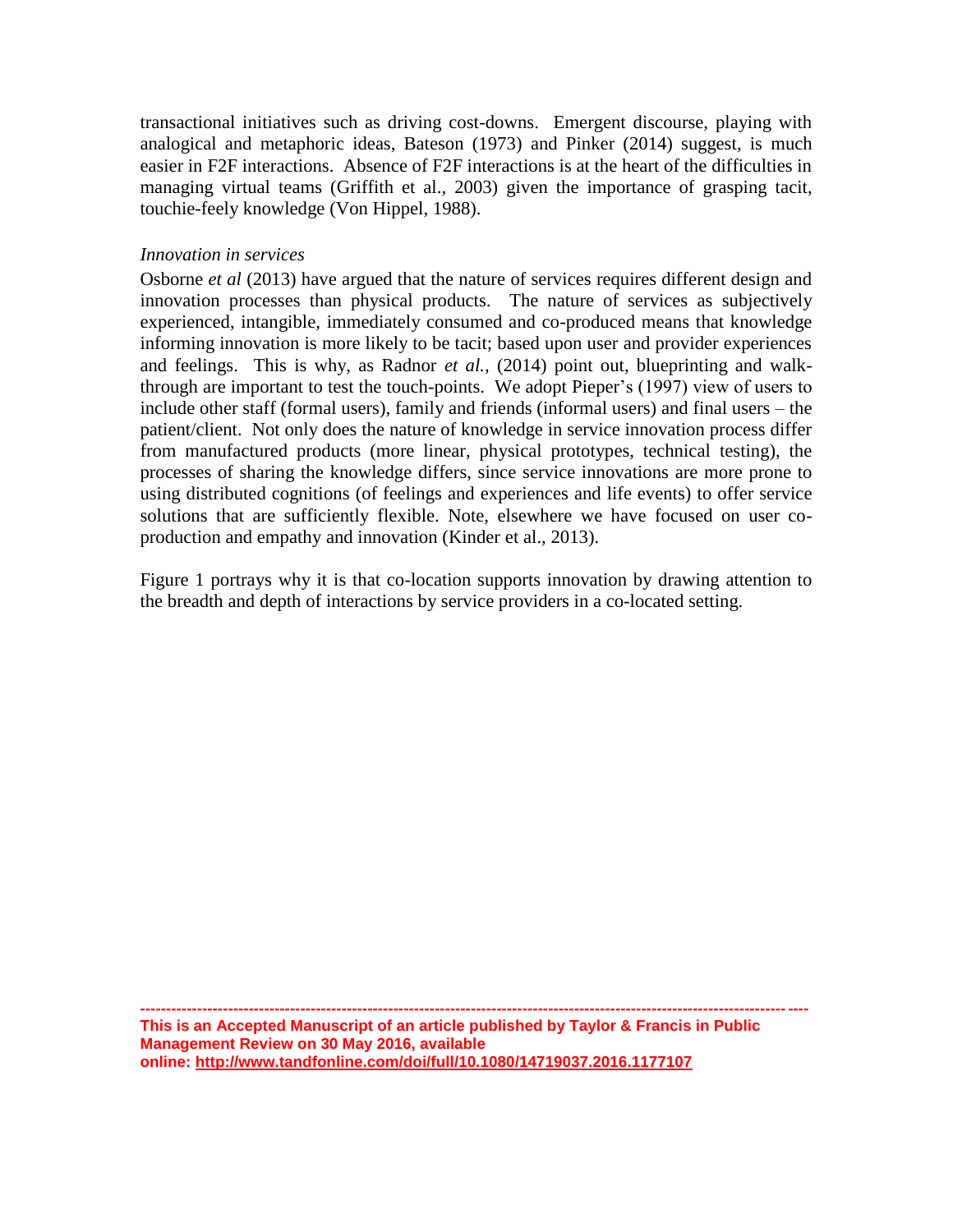transactional initiatives such as driving cost-downs. Emergent discourse, playing with analogical and metaphoric ideas, Bateson (1973) and Pinker (2014) suggest, is much easier in F2F interactions. Absence of F2F interactions is at the heart of the difficulties in managing virtual teams (Griffith et al., 2003) given the importance of grasping tacit, touchie-feely knowledge (Von Hippel, 1988).

*Innovation in services*

Osborne *et al* (2013) have argued that the nature of services requires different design and innovation processes than physical products. The nature of services as subjectively experienced, intangible, immediately consumed and co-produced means that knowledge informing innovation is more likely to be tacit; based upon user and provider experiences and feelings. This is why, as Radnor *et al.,* (2014) point out, blueprinting and walk-through are important to test the touch-points. We adopt Pieper's (1997) view of users to include other staff (formal users), family and friends (informal users) and final users – the patient/client. Not only does the nature of knowledge in service innovation process differ from manufactured products (more linear, physical prototypes, technical testing), the processes of sharing the knowledge differs, since service innovations are more prone to using distributed cognitions (of feelings and experiences and life events) to offer service solutions that are sufficiently flexible. Note, elsewhere we have focused on user co-production and empathy and innovation (Kinder et al., 2013).

Figure 1 portrays why it is that co-location supports innovation by drawing attention to the breadth and depth of interactions by service providers in a co-located setting.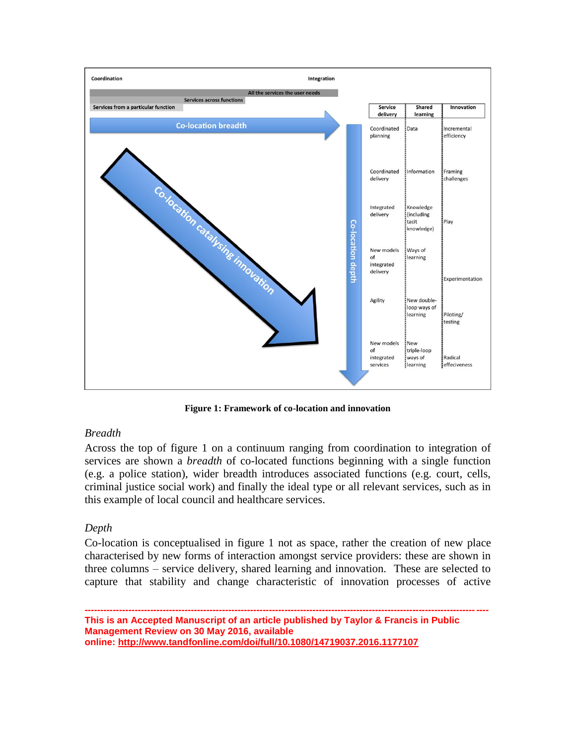Coordination

Integration

All the services the user needs

Services across functions

Services from a particular function

Co-location breadth

Co-location catalysing innovation

Co-location depth

| Service delivery | Shared learning | Innovation |
|---|---|---|
| Coordinated planning | Data | Incremental efficiency |
| Coordinated delivery | Information | Framing challenges |
| Integrated delivery | Knowledge (including tacit knowledge) | Play |
| New models of integrated delivery | Ways of learning | Experimentation |
| Agility | New double-loop ways of learning | Piloting/ testing |
| New models of integrated services | New triple-loop ways of learning | Radical effeciveness |

**Figure 1: Framework of co-location and innovation**

*Breadth*

Across the top of figure 1 on a continuum ranging from coordination to integration of services are shown a *breadth* of co-located functions beginning with a single function (e.g. a police station), wider breadth introduces associated functions (e.g. court, cells, criminal justice social work) and finally the ideal type or all relevant services, such as in this example of local council and healthcare services.

*Depth*

Co-location is conceptualised in figure 1 not as space, rather the creation of new place characterised by new forms of interaction amongst service providers: these are shown in three columns – service delivery, shared learning and innovation. These are selected to capture that stability and change characteristic of innovation processes of active

This is an Accepted Manuscript of an article published by Taylor & Francis in Public Management Review on 30 May 2016, available online: http://www.tandfonline.com/doi/full/10.1080/14719037.2016.1177107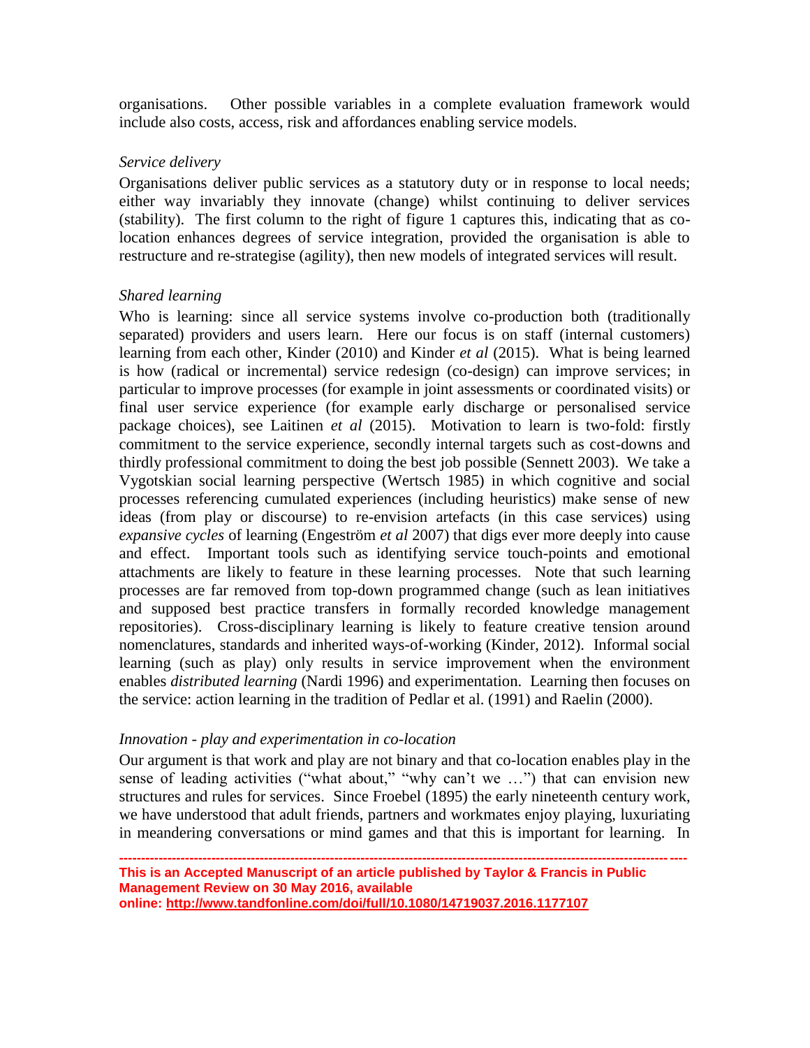organisations. Other possible variables in a complete evaluation framework would include also costs, access, risk and affordances enabling service models.

*Service delivery*

Organisations deliver public services as a statutory duty or in response to local needs; either way invariably they innovate (change) whilst continuing to deliver services (stability). The first column to the right of figure 1 captures this, indicating that as co-location enhances degrees of service integration, provided the organisation is able to restructure and re-strategise (agility), then new models of integrated services will result.

*Shared learning*

Who is learning: since all service systems involve co-production both (traditionally separated) providers and users learn. Here our focus is on staff (internal customers) learning from each other, Kinder (2010) and Kinder *et al* (2015). What is being learned is how (radical or incremental) service redesign (co-design) can improve services; in particular to improve processes (for example in joint assessments or coordinated visits) or final user service experience (for example early discharge or personalised service package choices), see Laitinen *et al* (2015). Motivation to learn is two-fold: firstly commitment to the service experience, secondly internal targets such as cost-downs and thirdly professional commitment to doing the best job possible (Sennett 2003). We take a Vygotskian social learning perspective (Wertsch 1985) in which cognitive and social processes referencing cumulated experiences (including heuristics) make sense of new ideas (from play or discourse) to re-envision artefacts (in this case services) using *expansive cycles* of learning (Engeström *et al* 2007) that digs ever more deeply into cause and effect. Important tools such as identifying service touch-points and emotional attachments are likely to feature in these learning processes. Note that such learning processes are far removed from top-down programmed change (such as lean initiatives and supposed best practice transfers in formally recorded knowledge management repositories). Cross-disciplinary learning is likely to feature creative tension around nomenclatures, standards and inherited ways-of-working (Kinder, 2012). Informal social learning (such as play) only results in service improvement when the environment enables *distributed learning* (Nardi 1996) and experimentation. Learning then focuses on the service: action learning in the tradition of Pedlar et al. (1991) and Raelin (2000).

*Innovation - play and experimentation in co-location*

Our argument is that work and play are not binary and that co-location enables play in the sense of leading activities ("what about," "why can't we …") that can envision new structures and rules for services. Since Froebel (1895) the early nineteenth century work, we have understood that adult friends, partners and workmates enjoy playing, luxuriating in meandering conversations or mind games and that this is important for learning. In

---

**This is an Accepted Manuscript of an article published by Taylor & Francis in Public Management Review on 30 May 2016, available online: http://www.tandfonline.com/doi/full/10.1080/14719037.2016.1177107**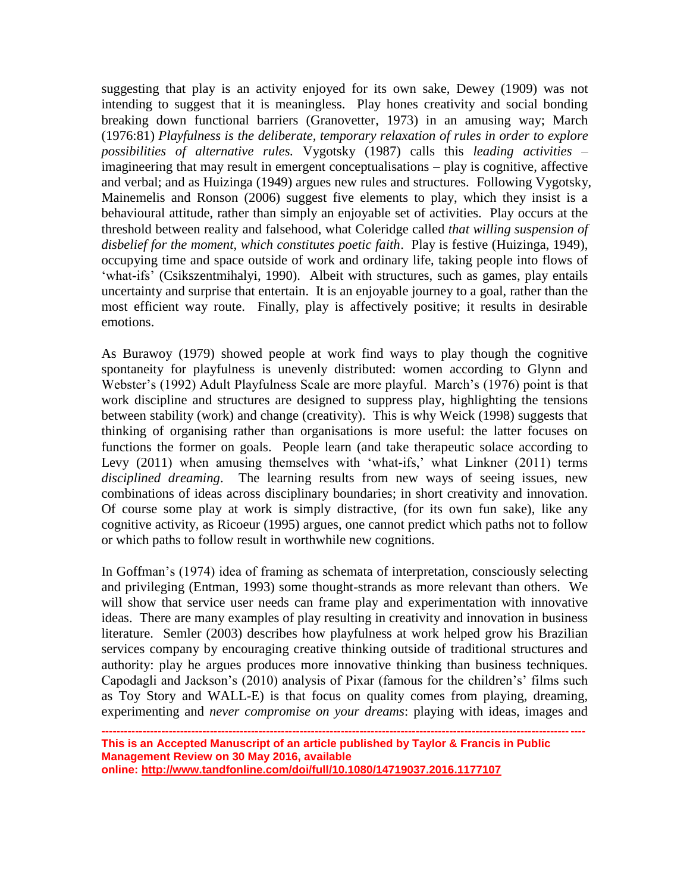suggesting that play is an activity enjoyed for its own sake, Dewey (1909) was not intending to suggest that it is meaningless. Play hones creativity and social bonding breaking down functional barriers (Granovetter, 1973) in an amusing way; March (1976:81) *Playfulness is the deliberate, temporary relaxation of rules in order to explore possibilities of alternative rules.* Vygotsky (1987) calls this *leading activities* – imagineering that may result in emergent conceptualisations – play is cognitive, affective and verbal; and as Huizinga (1949) argues new rules and structures. Following Vygotsky, Mainemelis and Ronson (2006) suggest five elements to play, which they insist is a behavioural attitude, rather than simply an enjoyable set of activities. Play occurs at the threshold between reality and falsehood, what Coleridge called *that willing suspension of disbelief for the moment, which constitutes poetic faith*. Play is festive (Huizinga, 1949), occupying time and space outside of work and ordinary life, taking people into flows of 'what-ifs' (Csikszentmihalyi, 1990). Albeit with structures, such as games, play entails uncertainty and surprise that entertain. It is an enjoyable journey to a goal, rather than the most efficient way route. Finally, play is affectively positive; it results in desirable emotions.

As Burawoy (1979) showed people at work find ways to play though the cognitive spontaneity for playfulness is unevenly distributed: women according to Glynn and Webster's (1992) Adult Playfulness Scale are more playful. March's (1976) point is that work discipline and structures are designed to suppress play, highlighting the tensions between stability (work) and change (creativity). This is why Weick (1998) suggests that thinking of organising rather than organisations is more useful: the latter focuses on functions the former on goals. People learn (and take therapeutic solace according to Levy (2011) when amusing themselves with 'what-ifs,' what Linkner (2011) terms *disciplined dreaming*. The learning results from new ways of seeing issues, new combinations of ideas across disciplinary boundaries; in short creativity and innovation. Of course some play at work is simply distractive, (for its own fun sake), like any cognitive activity, as Ricoeur (1995) argues, one cannot predict which paths not to follow or which paths to follow result in worthwhile new cognitions.

In Goffman's (1974) idea of framing as schemata of interpretation, consciously selecting and privileging (Entman, 1993) some thought-strands as more relevant than others. We will show that service user needs can frame play and experimentation with innovative ideas. There are many examples of play resulting in creativity and innovation in business literature. Semler (2003) describes how playfulness at work helped grow his Brazilian services company by encouraging creative thinking outside of traditional structures and authority: play he argues produces more innovative thinking than business techniques. Capodagli and Jackson's (2010) analysis of Pixar (famous for the children's' films such as Toy Story and WALL-E) is that focus on quality comes from playing, dreaming, experimenting and *never compromise on your dreams*: playing with ideas, images and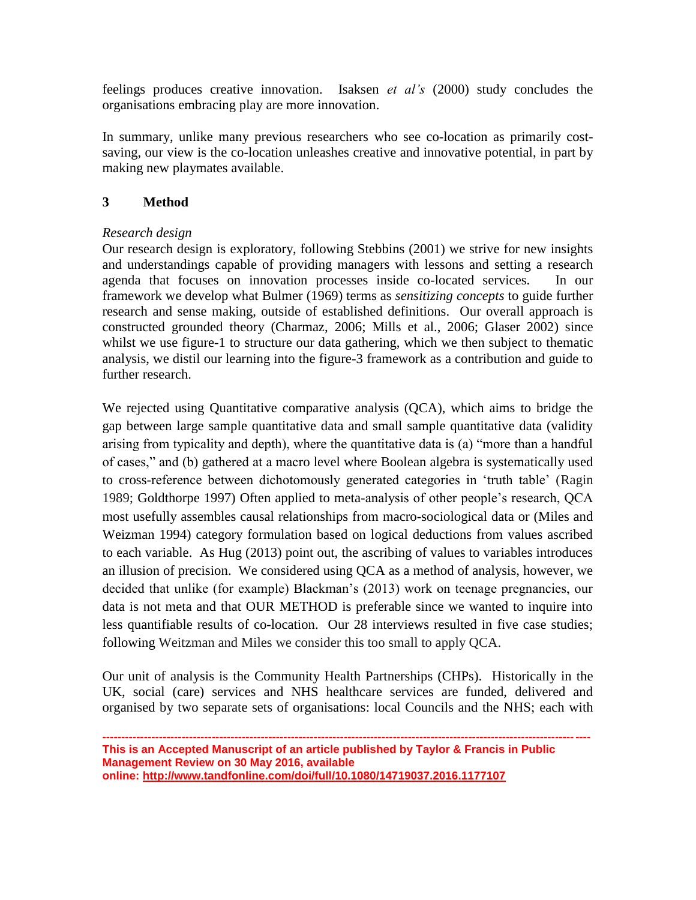feelings produces creative innovation. Isaksen *et al's* (2000) study concludes the organisations embracing play are more innovation.

In summary, unlike many previous researchers who see co-location as primarily cost-saving, our view is the co-location unleashes creative and innovative potential, in part by making new playmates available.

## 3 Method

*Research design*

Our research design is exploratory, following Stebbins (2001) we strive for new insights and understandings capable of providing managers with lessons and setting a research agenda that focuses on innovation processes inside co-located services. In our framework we develop what Bulmer (1969) terms as *sensitizing concepts* to guide further research and sense making, outside of established definitions. Our overall approach is constructed grounded theory (Charmaz, 2006; Mills et al., 2006; Glaser 2002) since whilst we use figure-1 to structure our data gathering, which we then subject to thematic analysis, we distil our learning into the figure-3 framework as a contribution and guide to further research.

We rejected using Quantitative comparative analysis (QCA), which aims to bridge the gap between large sample quantitative data and small sample quantitative data (validity arising from typicality and depth), where the quantitative data is (a) "more than a handful of cases," and (b) gathered at a macro level where Boolean algebra is systematically used to cross-reference between dichotomously generated categories in 'truth table' (Ragin 1989; Goldthorpe 1997) Often applied to meta-analysis of other people's research, QCA most usefully assembles causal relationships from macro-sociological data or (Miles and Weizman 1994) category formulation based on logical deductions from values ascribed to each variable. As Hug (2013) point out, the ascribing of values to variables introduces an illusion of precision. We considered using QCA as a method of analysis, however, we decided that unlike (for example) Blackman's (2013) work on teenage pregnancies, our data is not meta and that OUR METHOD is preferable since we wanted to inquire into less quantifiable results of co-location. Our 28 interviews resulted in five case studies; following Weitzman and Miles we consider this too small to apply QCA.

Our unit of analysis is the Community Health Partnerships (CHPs). Historically in the UK, social (care) services and NHS healthcare services are funded, delivered and organised by two separate sets of organisations: local Councils and the NHS; each with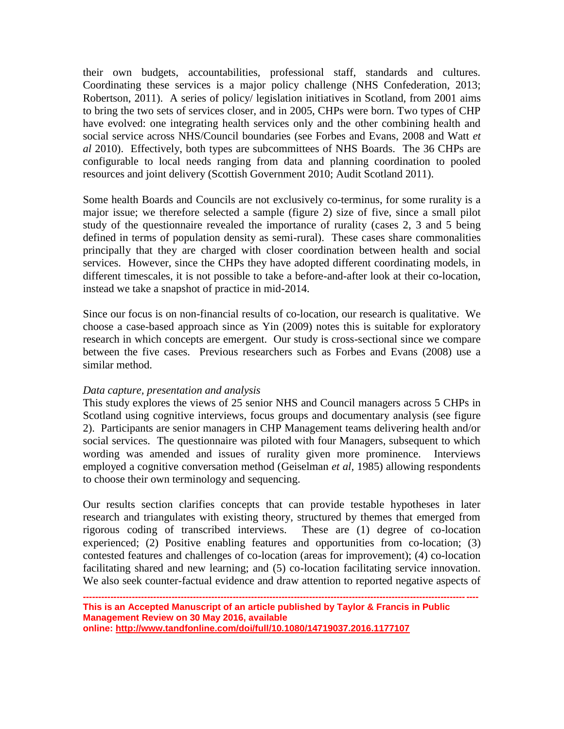their own budgets, accountabilities, professional staff, standards and cultures. Coordinating these services is a major policy challenge (NHS Confederation, 2013; Robertson, 2011). A series of policy/ legislation initiatives in Scotland, from 2001 aims to bring the two sets of services closer, and in 2005, CHPs were born. Two types of CHP have evolved: one integrating health services only and the other combining health and social service across NHS/Council boundaries (see Forbes and Evans, 2008 and Watt *et al* 2010). Effectively, both types are subcommittees of NHS Boards. The 36 CHPs are configurable to local needs ranging from data and planning coordination to pooled resources and joint delivery (Scottish Government 2010; Audit Scotland 2011).

Some health Boards and Councils are not exclusively co-terminus, for some rurality is a major issue; we therefore selected a sample (figure 2) size of five, since a small pilot study of the questionnaire revealed the importance of rurality (cases 2, 3 and 5 being defined in terms of population density as semi-rural). These cases share commonalities principally that they are charged with closer coordination between health and social services. However, since the CHPs they have adopted different coordinating models, in different timescales, it is not possible to take a before-and-after look at their co-location, instead we take a snapshot of practice in mid-2014.

Since our focus is on non-financial results of co-location, our research is qualitative. We choose a case-based approach since as Yin (2009) notes this is suitable for exploratory research in which concepts are emergent. Our study is cross-sectional since we compare between the five cases. Previous researchers such as Forbes and Evans (2008) use a similar method.

*Data capture, presentation and analysis*

This study explores the views of 25 senior NHS and Council managers across 5 CHPs in Scotland using cognitive interviews, focus groups and documentary analysis (see figure 2). Participants are senior managers in CHP Management teams delivering health and/or social services. The questionnaire was piloted with four Managers, subsequent to which wording was amended and issues of rurality given more prominence. Interviews employed a cognitive conversation method (Geiselman *et al*, 1985) allowing respondents to choose their own terminology and sequencing.

Our results section clarifies concepts that can provide testable hypotheses in later research and triangulates with existing theory, structured by themes that emerged from rigorous coding of transcribed interviews. These are (1) degree of co-location experienced; (2) Positive enabling features and opportunities from co-location; (3) contested features and challenges of co-location (areas for improvement); (4) co-location facilitating shared and new learning; and (5) co-location facilitating service innovation. We also seek counter-factual evidence and draw attention to reported negative aspects of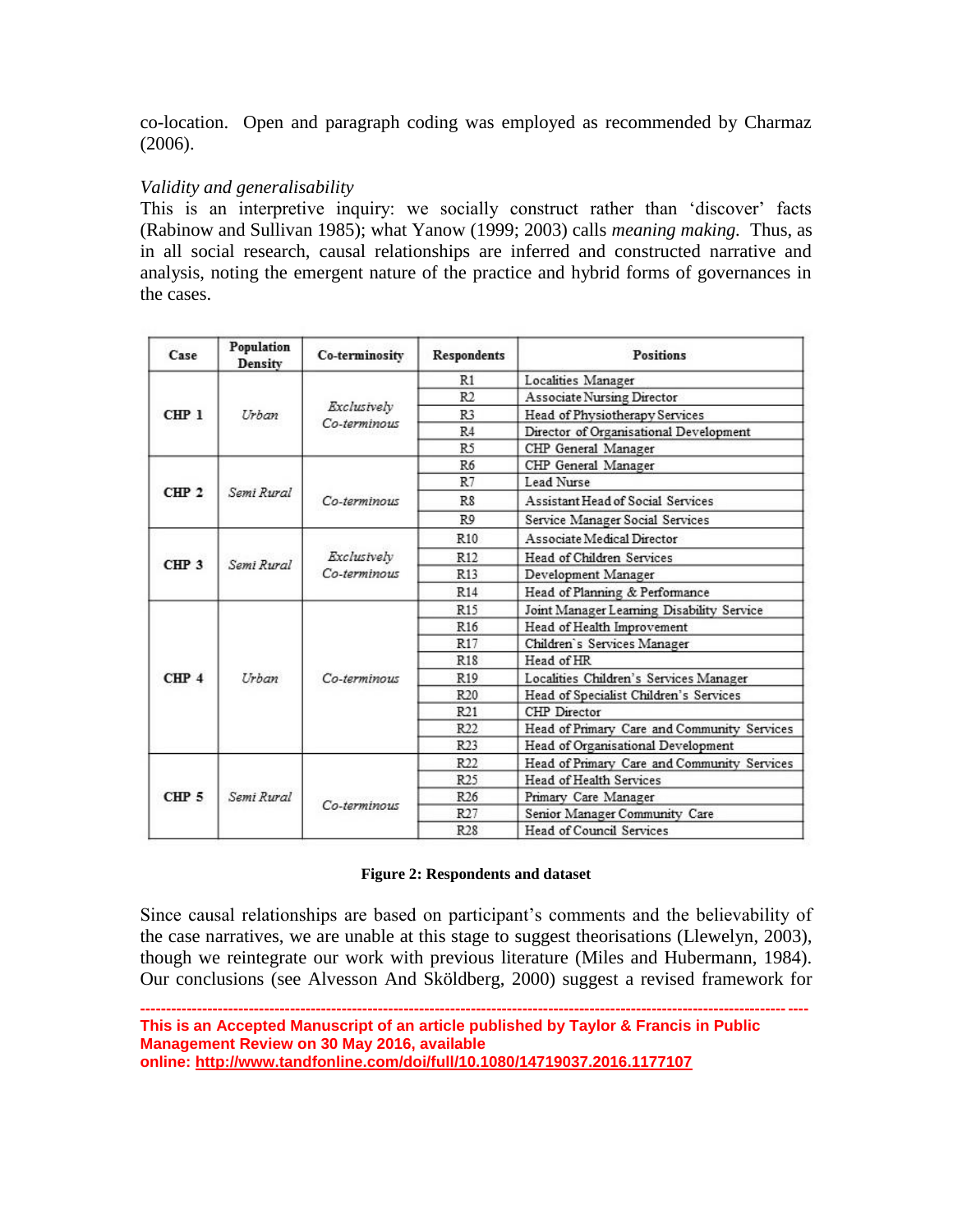co-location. Open and paragraph coding was employed as recommended by Charmaz (2006).

*Validity and generalisability*

This is an interpretive inquiry: we socially construct rather than 'discover' facts (Rabinow and Sullivan 1985); what Yanow (1999; 2003) calls *meaning making*. Thus, as in all social research, causal relationships are inferred and constructed narrative and analysis, noting the emergent nature of the practice and hybrid forms of governances in the cases.

| Case | Population Density | Co-terminosity | Respondents | Positions |
|---|---|---|---|---|
| CHP 1 | *Urban* | *Exclusively Co-terminous* | R1 | Localities Manager |
| | | | R2 | Associate Nursing Director |
| | | | R3 | Head of Physiotherapy Services |
| | | | R4 | Director of Organisational Development |
| | | | R5 | CHP General Manager |
| CHP 2 | *Semi Rural* | *Co-terminous* | R6 | CHP General Manager |
| | | | R7 | Lead Nurse |
| | | | R8 | Assistant Head of Social Services |
| | | | R9 | Service Manager Social Services |
| CHP 3 | *Semi Rural* | *Exclusively Co-terminous* | R10 | Associate Medical Director |
| | | | R12 | Head of Children Services |
| | | | R13 | Development Manager |
| | | | R14 | Head of Planning & Performance |
| CHP 4 | *Urban* | *Co-terminous* | R15 | Joint Manager Learning Disability Service |
| | | | R16 | Head of Health Improvement |
| | | | R17 | Children`s Services Manager |
| | | | R18 | Head of HR |
| | | | R19 | Localities Children's Services Manager |
| | | | R20 | Head of Specialist Children's Services |
| | | | R21 | CHP Director |
| | | | R22 | Head of Primary Care and Community Services |
| | | | R23 | Head of Organisational Development |
| CHP 5 | *Semi Rural* | *Co-terminous* | R22 | Head of Primary Care and Community Services |
| | | | R25 | Head of Health Services |
| | | | R26 | Primary Care Manager |
| | | | R27 | Senior Manager Community Care |
| | | | R28 | Head of Council Services |

**Figure 2: Respondents and dataset**

Since causal relationships are based on participant's comments and the believability of the case narratives, we are unable at this stage to suggest theorisations (Llewelyn, 2003), though we reintegrate our work with previous literature (Miles and Hubermann, 1984). Our conclusions (see Alvesson And Sköldberg, 2000) suggest a revised framework for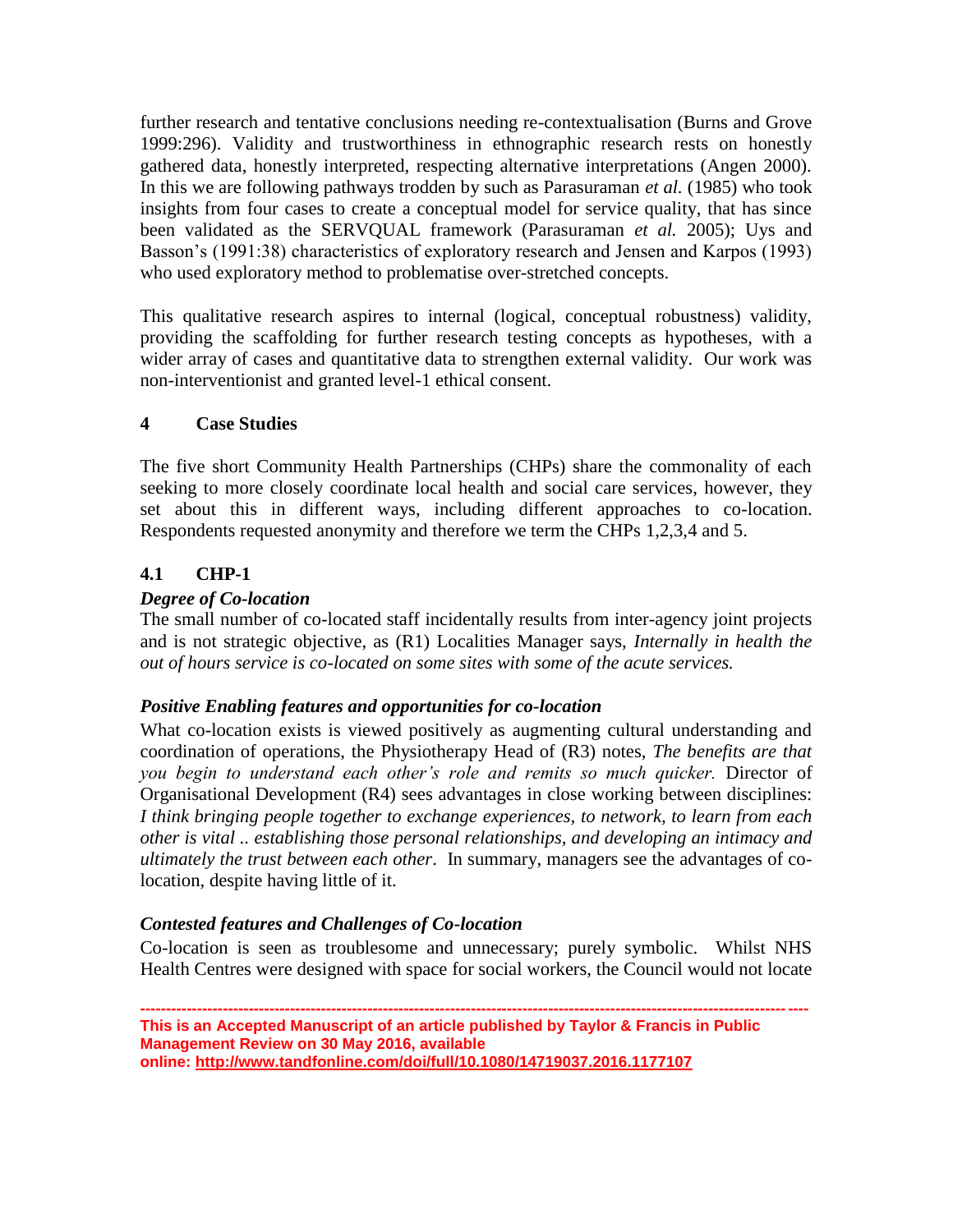further research and tentative conclusions needing re-contextualisation (Burns and Grove 1999:296). Validity and trustworthiness in ethnographic research rests on honestly gathered data, honestly interpreted, respecting alternative interpretations (Angen 2000). In this we are following pathways trodden by such as Parasuraman *et al.* (1985) who took insights from four cases to create a conceptual model for service quality, that has since been validated as the SERVQUAL framework (Parasuraman *et al.* 2005); Uys and Basson's (1991:38) characteristics of exploratory research and Jensen and Karpos (1993) who used exploratory method to problematise over-stretched concepts.

This qualitative research aspires to internal (logical, conceptual robustness) validity, providing the scaffolding for further research testing concepts as hypotheses, with a wider array of cases and quantitative data to strengthen external validity. Our work was non-interventionist and granted level-1 ethical consent.

## 4 Case Studies

The five short Community Health Partnerships (CHPs) share the commonality of each seeking to more closely coordinate local health and social care services, however, they set about this in different ways, including different approaches to co-location. Respondents requested anonymity and therefore we term the CHPs 1,2,3,4 and 5.

### 4.1 CHP-1

#### *Degree of Co-location*

The small number of co-located staff incidentally results from inter-agency joint projects and is not strategic objective, as (R1) Localities Manager says, *Internally in health the out of hours service is co-located on some sites with some of the acute services.*

#### *Positive Enabling features and opportunities for co-location*

What co-location exists is viewed positively as augmenting cultural understanding and coordination of operations, the Physiotherapy Head of (R3) notes, *The benefits are that you begin to understand each other's role and remits so much quicker.* Director of Organisational Development (R4) sees advantages in close working between disciplines: *I think bringing people together to exchange experiences, to network, to learn from each other is vital .. establishing those personal relationships, and developing an intimacy and ultimately the trust between each other*. In summary, managers see the advantages of co-location, despite having little of it.

#### *Contested features and Challenges of Co-location*

Co-location is seen as troublesome and unnecessary; purely symbolic. Whilst NHS Health Centres were designed with space for social workers, the Council would not locate

This is an Accepted Manuscript of an article published by Taylor & Francis in Public Management Review on 30 May 2016, available online: http://www.tandfonline.com/doi/full/10.1080/14719037.2016.1177107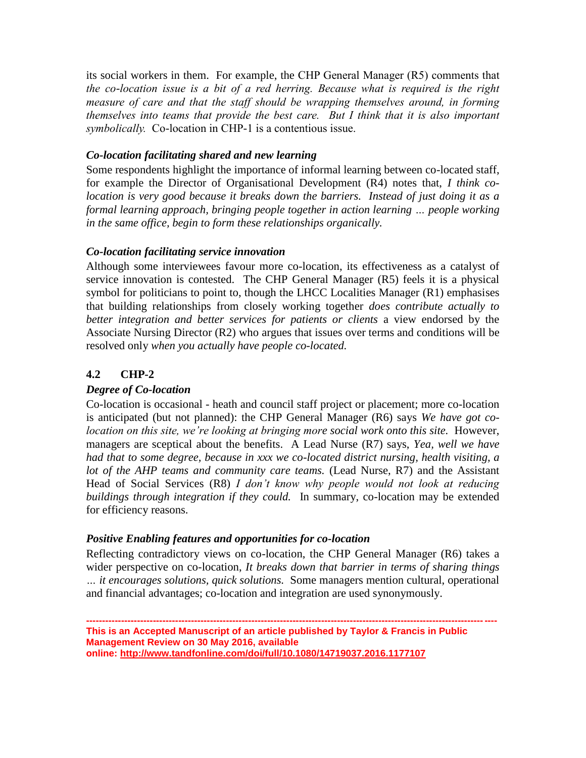its social workers in them. For example, the CHP General Manager (R5) comments that *the co-location issue is a bit of a red herring. Because what is required is the right measure of care and that the staff should be wrapping themselves around, in forming themselves into teams that provide the best care. But I think that it is also important symbolically.* Co-location in CHP-1 is a contentious issue.

### *Co-location facilitating shared and new learning*

Some respondents highlight the importance of informal learning between co-located staff, for example the Director of Organisational Development (R4) notes that, *I think co-location is very good because it breaks down the barriers. Instead of just doing it as a formal learning approach, bringing people together in action learning … people working in the same office, begin to form these relationships organically.*

### *Co-location facilitating service innovation*

Although some interviewees favour more co-location, its effectiveness as a catalyst of service innovation is contested. The CHP General Manager (R5) feels it is a physical symbol for politicians to point to, though the LHCC Localities Manager (R1) emphasises that building relationships from closely working together *does contribute actually to better integration and better services for patients or clients* a view endorsed by the Associate Nursing Director (R2) who argues that issues over terms and conditions will be resolved only *when you actually have people co-located.*

## 4.2 CHP-2

### *Degree of Co-location*

Co-location is occasional - heath and council staff project or placement; more co-location is anticipated (but not planned): the CHP General Manager (R6) says *We have got co-location on this site, we're looking at bringing more social work onto this site.* However, managers are sceptical about the benefits. A Lead Nurse (R7) says, *Yea, well we have had that to some degree, because in xxx we co-located district nursing, health visiting, a lot of the AHP teams and community care teams.* (Lead Nurse, R7) and the Assistant Head of Social Services (R8) *I don't know why people would not look at reducing buildings through integration if they could.* In summary, co-location may be extended for efficiency reasons.

### *Positive Enabling features and opportunities for co-location*

Reflecting contradictory views on co-location, the CHP General Manager (R6) takes a wider perspective on co-location, *It breaks down that barrier in terms of sharing things … it encourages solutions, quick solutions.* Some managers mention cultural, operational and financial advantages; co-location and integration are used synonymously.

**This is an Accepted Manuscript of an article published by Taylor & Francis in Public Management Review on 30 May 2016, available online: http://www.tandfonline.com/doi/full/10.1080/14719037.2016.1177107**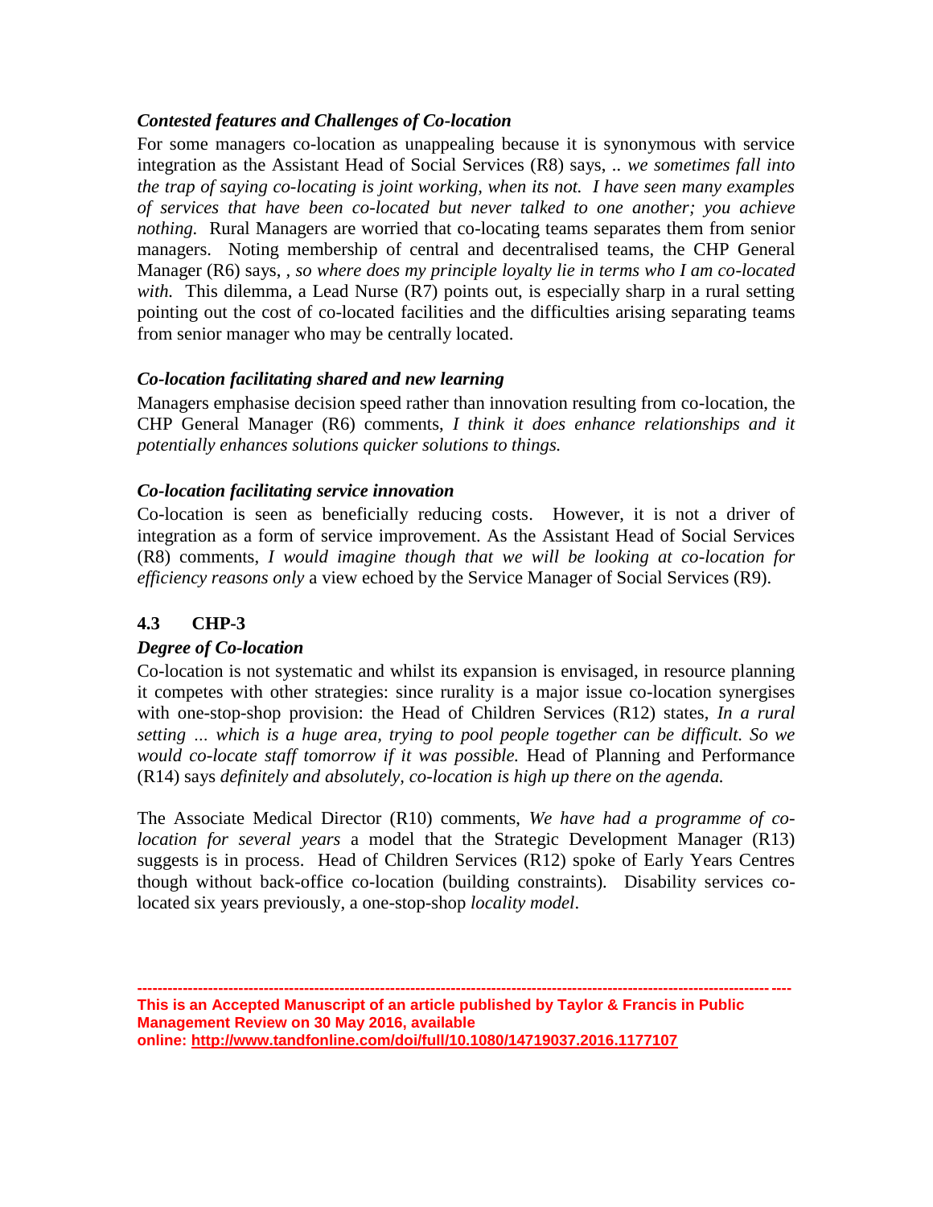***Contested features and Challenges of Co-location***

For some managers co-location as unappealing because it is synonymous with service integration as the Assistant Head of Social Services (R8) says, .. *we sometimes fall into the trap of saying co-locating is joint working, when its not. I have seen many examples of services that have been co-located but never talked to one another; you achieve nothing.* Rural Managers are worried that co-locating teams separates them from senior managers. Noting membership of central and decentralised teams, the CHP General Manager (R6) says, *, so where does my principle loyalty lie in terms who I am co-located with.* This dilemma, a Lead Nurse (R7) points out, is especially sharp in a rural setting pointing out the cost of co-located facilities and the difficulties arising separating teams from senior manager who may be centrally located.

***Co-location facilitating shared and new learning***

Managers emphasise decision speed rather than innovation resulting from co-location, the CHP General Manager (R6) comments, *I think it does enhance relationships and it potentially enhances solutions quicker solutions to things.*

***Co-location facilitating service innovation***

Co-location is seen as beneficially reducing costs. However, it is not a driver of integration as a form of service improvement. As the Assistant Head of Social Services (R8) comments, *I would imagine though that we will be looking at co-location for efficiency reasons only* a view echoed by the Service Manager of Social Services (R9).

## 4.3 CHP-3

***Degree of Co-location***

Co-location is not systematic and whilst its expansion is envisaged, in resource planning it competes with other strategies: since rurality is a major issue co-location synergises with one-stop-shop provision: the Head of Children Services (R12) states, *In a rural setting ... which is a huge area, trying to pool people together can be difficult. So we would co-locate staff tomorrow if it was possible.* Head of Planning and Performance (R14) says *definitely and absolutely, co-location is high up there on the agenda.*

The Associate Medical Director (R10) comments, *We have had a programme of co-location for several years* a model that the Strategic Development Manager (R13) suggests is in process. Head of Children Services (R12) spoke of Early Years Centres though without back-office co-location (building constraints). Disability services co-located six years previously, a one-stop-shop *locality model*.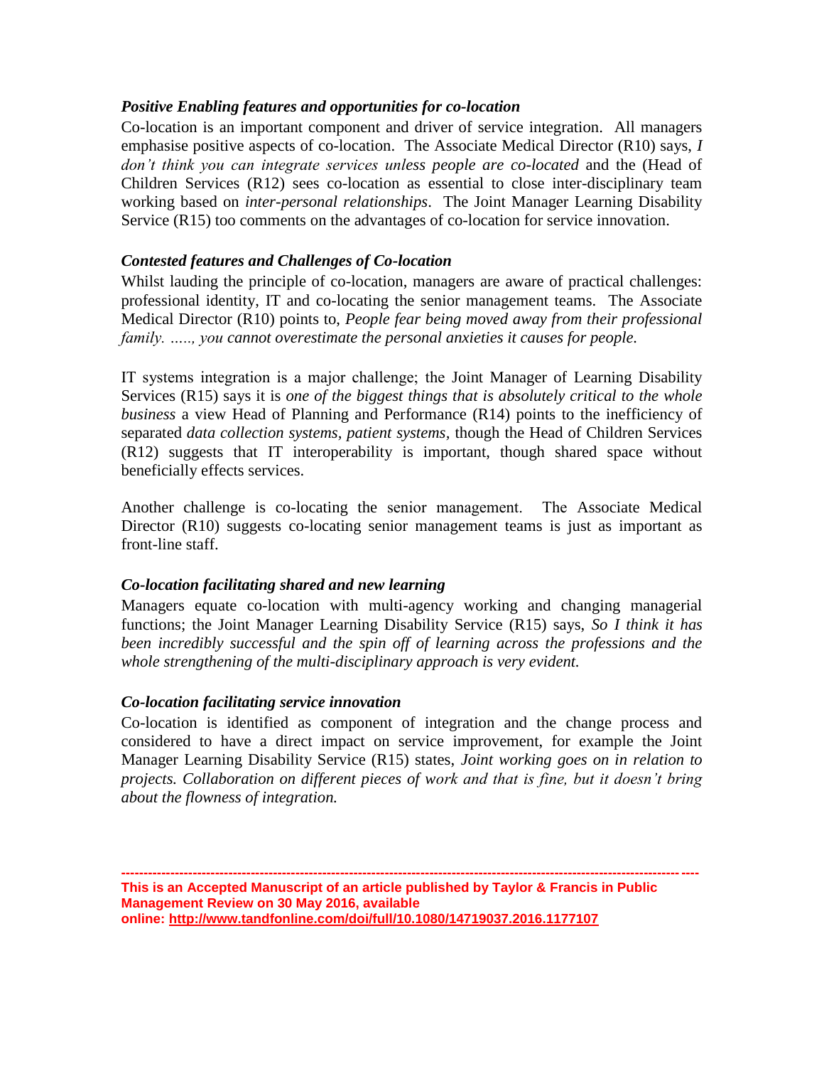### *Positive Enabling features and opportunities for co-location*

Co-location is an important component and driver of service integration. All managers emphasise positive aspects of co-location. The Associate Medical Director (R10) says, *I don't think you can integrate services unless people are co-located* and the (Head of Children Services (R12) sees co-location as essential to close inter-disciplinary team working based on *inter-personal relationships*. The Joint Manager Learning Disability Service (R15) too comments on the advantages of co-location for service innovation.

### *Contested features and Challenges of Co-location*

Whilst lauding the principle of co-location, managers are aware of practical challenges: professional identity, IT and co-locating the senior management teams. The Associate Medical Director (R10) points to, *People fear being moved away from their professional family. ….., you cannot overestimate the personal anxieties it causes for people.*

IT systems integration is a major challenge; the Joint Manager of Learning Disability Services (R15) says it is *one of the biggest things that is absolutely critical to the whole business* a view Head of Planning and Performance (R14) points to the inefficiency of separated *data collection systems, patient systems,* though the Head of Children Services (R12) suggests that IT interoperability is important, though shared space without beneficially effects services.

Another challenge is co-locating the senior management. The Associate Medical Director (R10) suggests co-locating senior management teams is just as important as front-line staff.

### *Co-location facilitating shared and new learning*

Managers equate co-location with multi-agency working and changing managerial functions; the Joint Manager Learning Disability Service (R15) says, *So I think it has been incredibly successful and the spin off of learning across the professions and the whole strengthening of the multi-disciplinary approach is very evident.*

### *Co-location facilitating service innovation*

Co-location is identified as component of integration and the change process and considered to have a direct impact on service improvement, for example the Joint Manager Learning Disability Service (R15) states, *Joint working goes on in relation to projects. Collaboration on different pieces of work and that is fine, but it doesn't bring about the flowness of integration.*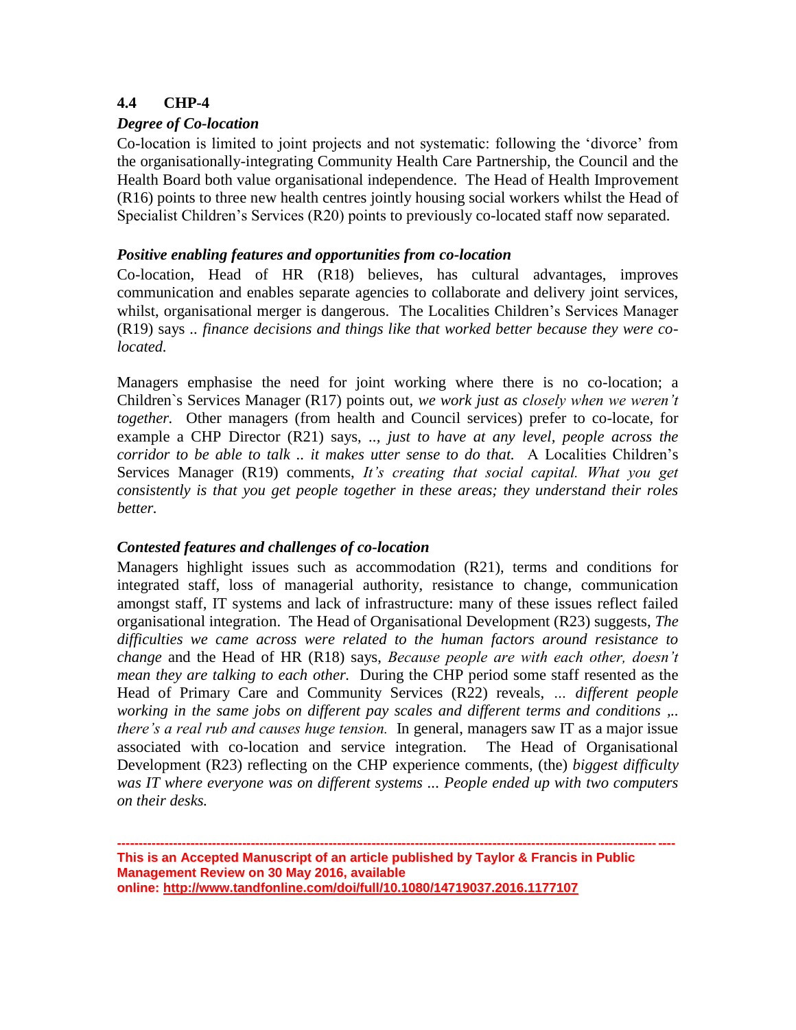## 4.4 CHP-4

### *Degree of Co-location*

Co-location is limited to joint projects and not systematic: following the 'divorce' from the organisationally-integrating Community Health Care Partnership, the Council and the Health Board both value organisational independence. The Head of Health Improvement (R16) points to three new health centres jointly housing social workers whilst the Head of Specialist Children's Services (R20) points to previously co-located staff now separated.

### *Positive enabling features and opportunities from co-location*

Co-location, Head of HR (R18) believes, has cultural advantages, improves communication and enables separate agencies to collaborate and delivery joint services, whilst, organisational merger is dangerous. The Localities Children's Services Manager (R19) says .. *finance decisions and things like that worked better because they were co-located.*

Managers emphasise the need for joint working where there is no co-location; a Children`s Services Manager (R17) points out, *we work just as closely when we weren't together.* Other managers (from health and Council services) prefer to co-locate, for example a CHP Director (R21) says, .., *just to have at any level, people across the corridor to be able to talk .. it makes utter sense to do that.* A Localities Children's Services Manager (R19) comments, *It's creating that social capital. What you get consistently is that you get people together in these areas; they understand their roles better.*

### *Contested features and challenges of co-location*

Managers highlight issues such as accommodation (R21), terms and conditions for integrated staff, loss of managerial authority, resistance to change, communication amongst staff, IT systems and lack of infrastructure: many of these issues reflect failed organisational integration. The Head of Organisational Development (R23) suggests, *The difficulties we came across were related to the human factors around resistance to change* and the Head of HR (R18) says, *Because people are with each other, doesn't mean they are talking to each other.* During the CHP period some staff resented as the Head of Primary Care and Community Services (R22) reveals, ... *different people working in the same jobs on different pay scales and different terms and conditions ,.. there's a real rub and causes huge tension.* In general, managers saw IT as a major issue associated with co-location and service integration. The Head of Organisational Development (R23) reflecting on the CHP experience comments, (the) *biggest difficulty was IT where everyone was on different systems ... People ended up with two computers on their desks.*

---

**This is an Accepted Manuscript of an article published by Taylor & Francis in Public Management Review on 30 May 2016, available online: http://www.tandfonline.com/doi/full/10.1080/14719037.2016.1177107**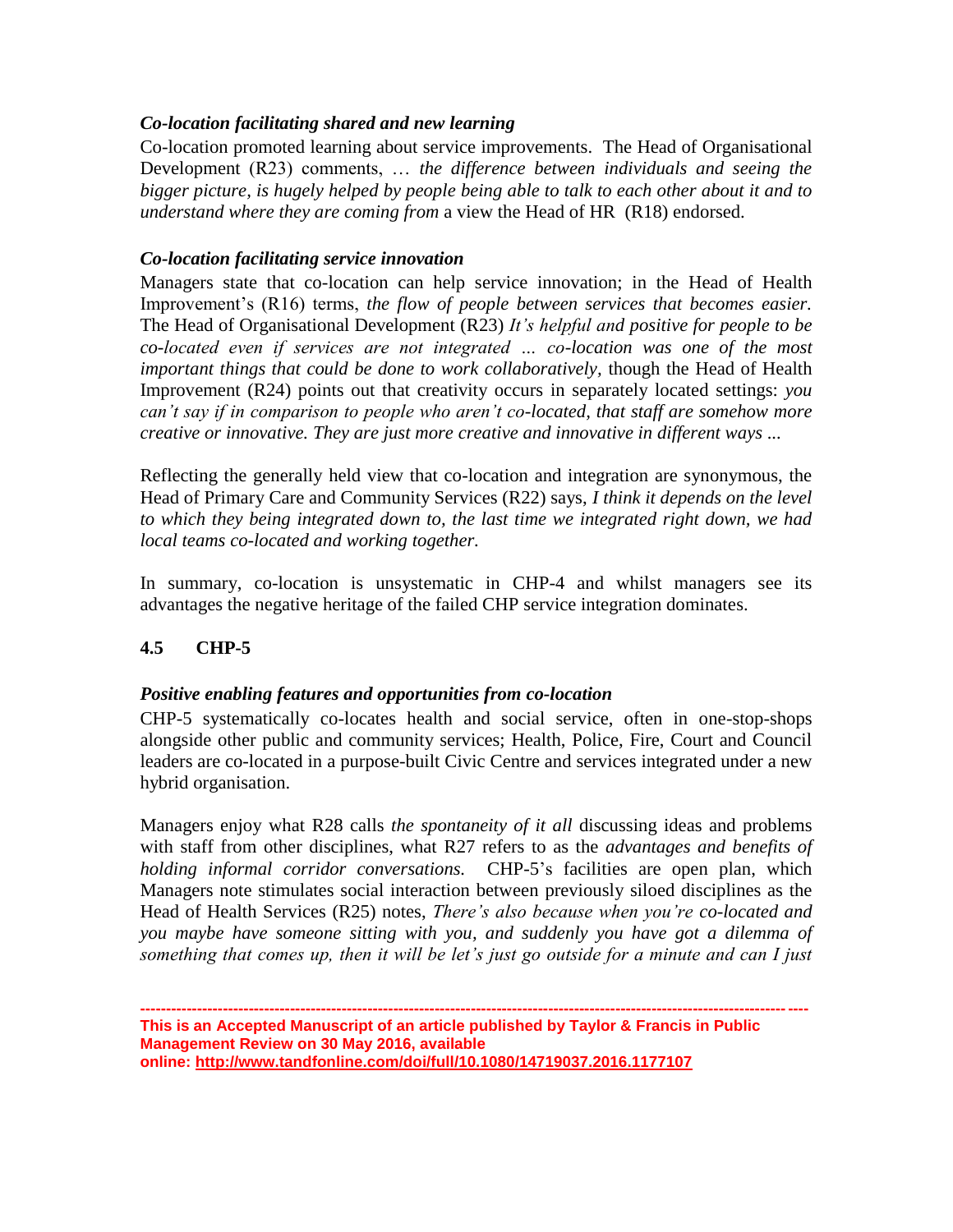### *Co-location facilitating shared and new learning*

Co-location promoted learning about service improvements. The Head of Organisational Development (R23) comments, … *the difference between individuals and seeing the bigger picture, is hugely helped by people being able to talk to each other about it and to understand where they are coming from* a view the Head of HR (R18) endorsed.

### *Co-location facilitating service innovation*

Managers state that co-location can help service innovation; in the Head of Health Improvement's (R16) terms, *the flow of people between services that becomes easier.* The Head of Organisational Development (R23) *It's helpful and positive for people to be co-located even if services are not integrated ... co-location was one of the most important things that could be done to work collaboratively,* though the Head of Health Improvement (R24) points out that creativity occurs in separately located settings: *you can't say if in comparison to people who aren't co-located, that staff are somehow more creative or innovative. They are just more creative and innovative in different ways ...*

Reflecting the generally held view that co-location and integration are synonymous, the Head of Primary Care and Community Services (R22) says, *I think it depends on the level to which they being integrated down to, the last time we integrated right down, we had local teams co-located and working together.*

In summary, co-location is unsystematic in CHP-4 and whilst managers see its advantages the negative heritage of the failed CHP service integration dominates.

## 4.5 CHP-5

### *Positive enabling features and opportunities from co-location*

CHP-5 systematically co-locates health and social service, often in one-stop-shops alongside other public and community services; Health, Police, Fire, Court and Council leaders are co-located in a purpose-built Civic Centre and services integrated under a new hybrid organisation.

Managers enjoy what R28 calls *the spontaneity of it all* discussing ideas and problems with staff from other disciplines, what R27 refers to as the *advantages and benefits of holding informal corridor conversations.* CHP-5's facilities are open plan, which Managers note stimulates social interaction between previously siloed disciplines as the Head of Health Services (R25) notes, *There's also because when you're co-located and you maybe have someone sitting with you, and suddenly you have got a dilemma of something that comes up, then it will be let's just go outside for a minute and can I just*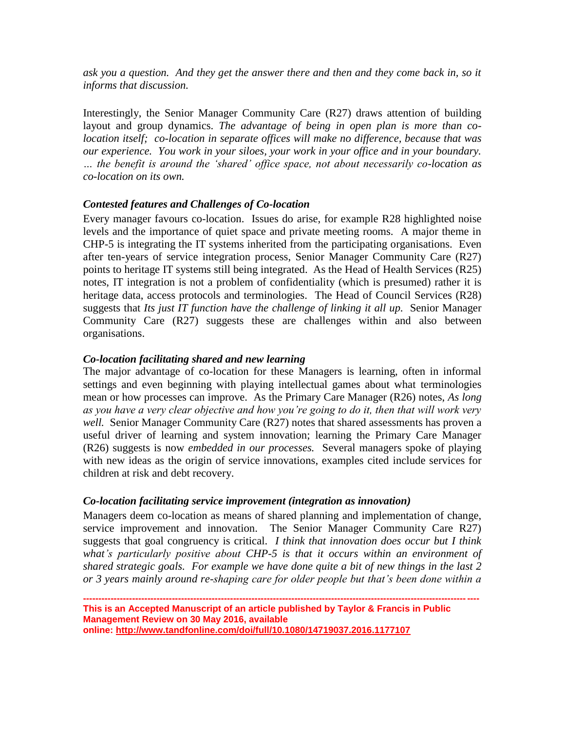*ask you a question. And they get the answer there and then and they come back in, so it informs that discussion.*

Interestingly, the Senior Manager Community Care (R27) draws attention of building layout and group dynamics. *The advantage of being in open plan is more than co-location itself; co-location in separate offices will make no difference, because that was our experience. You work in your siloes, your work in your office and in your boundary. … the benefit is around the 'shared' office space, not about necessarily co-location as co-location on its own.*

***Contested features and Challenges of Co-location***

Every manager favours co-location. Issues do arise, for example R28 highlighted noise levels and the importance of quiet space and private meeting rooms. A major theme in CHP-5 is integrating the IT systems inherited from the participating organisations. Even after ten-years of service integration process, Senior Manager Community Care (R27) points to heritage IT systems still being integrated. As the Head of Health Services (R25) notes, IT integration is not a problem of confidentiality (which is presumed) rather it is heritage data, access protocols and terminologies. The Head of Council Services (R28) suggests that *Its just IT function have the challenge of linking it all up.* Senior Manager Community Care (R27) suggests these are challenges within and also between organisations.

***Co-location facilitating shared and new learning***

The major advantage of co-location for these Managers is learning, often in informal settings and even beginning with playing intellectual games about what terminologies mean or how processes can improve. As the Primary Care Manager (R26) notes, *As long as you have a very clear objective and how you're going to do it, then that will work very well.* Senior Manager Community Care (R27) notes that shared assessments has proven a useful driver of learning and system innovation; learning the Primary Care Manager (R26) suggests is now *embedded in our processes.* Several managers spoke of playing with new ideas as the origin of service innovations, examples cited include services for children at risk and debt recovery.

***Co-location facilitating service improvement (integration as innovation)***

Managers deem co-location as means of shared planning and implementation of change, service improvement and innovation. The Senior Manager Community Care R27) suggests that goal congruency is critical. *I think that innovation does occur but I think what's particularly positive about CHP-5 is that it occurs within an environment of shared strategic goals. For example we have done quite a bit of new things in the last 2 or 3 years mainly around re-shaping care for older people but that's been done within a*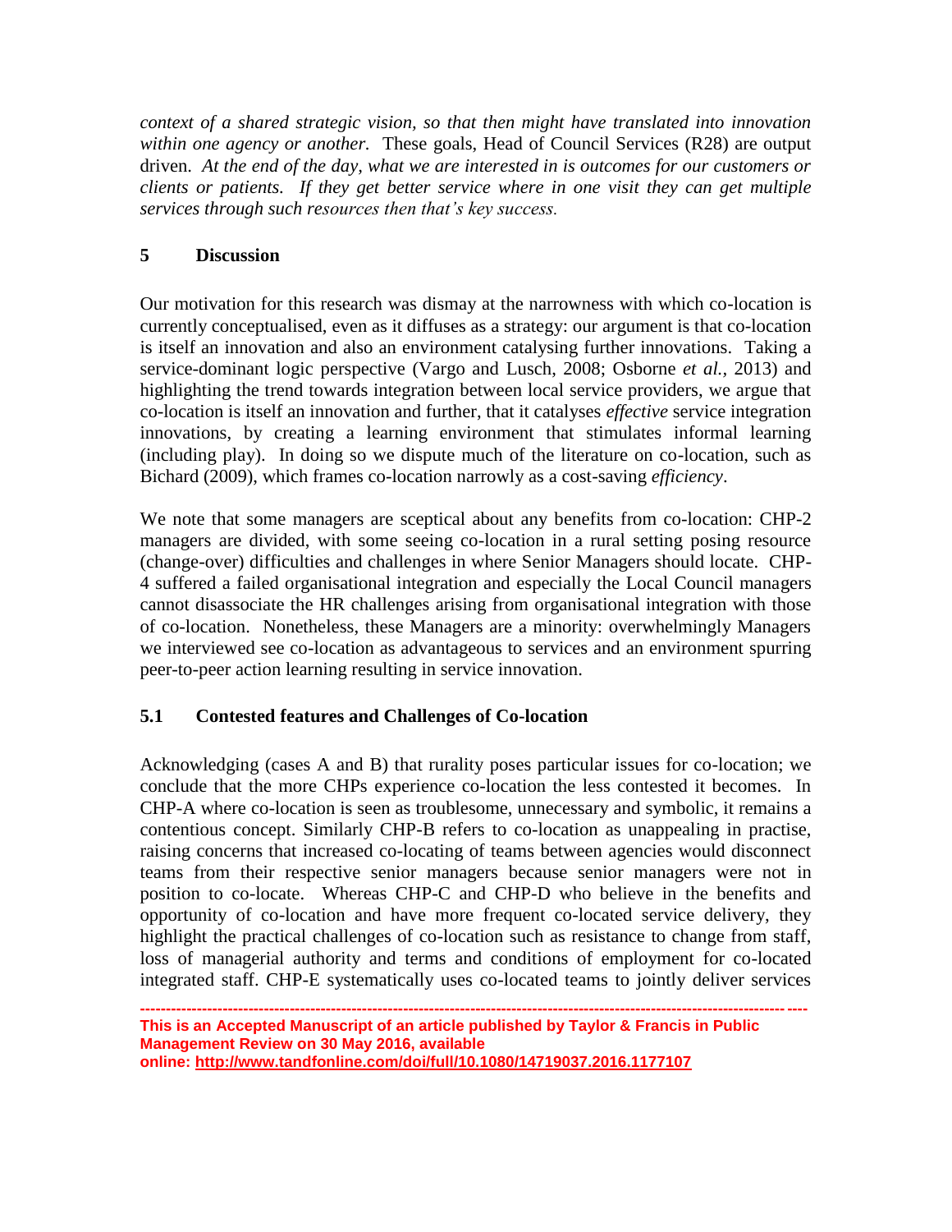*context of a shared strategic vision, so that then might have translated into innovation within one agency or another.* These goals, Head of Council Services (R28) are output driven. *At the end of the day, what we are interested in is outcomes for our customers or clients or patients. If they get better service where in one visit they can get multiple services through such resources then that's key success.*

## 5 Discussion

Our motivation for this research was dismay at the narrowness with which co-location is currently conceptualised, even as it diffuses as a strategy: our argument is that co-location is itself an innovation and also an environment catalysing further innovations. Taking a service-dominant logic perspective (Vargo and Lusch, 2008; Osborne *et al.*, 2013) and highlighting the trend towards integration between local service providers, we argue that co-location is itself an innovation and further, that it catalyses *effective* service integration innovations, by creating a learning environment that stimulates informal learning (including play). In doing so we dispute much of the literature on co-location, such as Bichard (2009), which frames co-location narrowly as a cost-saving *efficiency*.

We note that some managers are sceptical about any benefits from co-location: CHP-2 managers are divided, with some seeing co-location in a rural setting posing resource (change-over) difficulties and challenges in where Senior Managers should locate. CHP-4 suffered a failed organisational integration and especially the Local Council managers cannot disassociate the HR challenges arising from organisational integration with those of co-location. Nonetheless, these Managers are a minority: overwhelmingly Managers we interviewed see co-location as advantageous to services and an environment spurring peer-to-peer action learning resulting in service innovation.

### 5.1 Contested features and Challenges of Co-location

Acknowledging (cases A and B) that rurality poses particular issues for co-location; we conclude that the more CHPs experience co-location the less contested it becomes. In CHP-A where co-location is seen as troublesome, unnecessary and symbolic, it remains a contentious concept. Similarly CHP-B refers to co-location as unappealing in practise, raising concerns that increased co-locating of teams between agencies would disconnect teams from their respective senior managers because senior managers were not in position to co-locate. Whereas CHP-C and CHP-D who believe in the benefits and opportunity of co-location and have more frequent co-located service delivery, they highlight the practical challenges of co-location such as resistance to change from staff, loss of managerial authority and terms and conditions of employment for co-located integrated staff. CHP-E systematically uses co-located teams to jointly deliver services

---

**This is an Accepted Manuscript of an article published by Taylor & Francis in Public Management Review on 30 May 2016, available online: http://www.tandfonline.com/doi/full/10.1080/14719037.2016.1177107**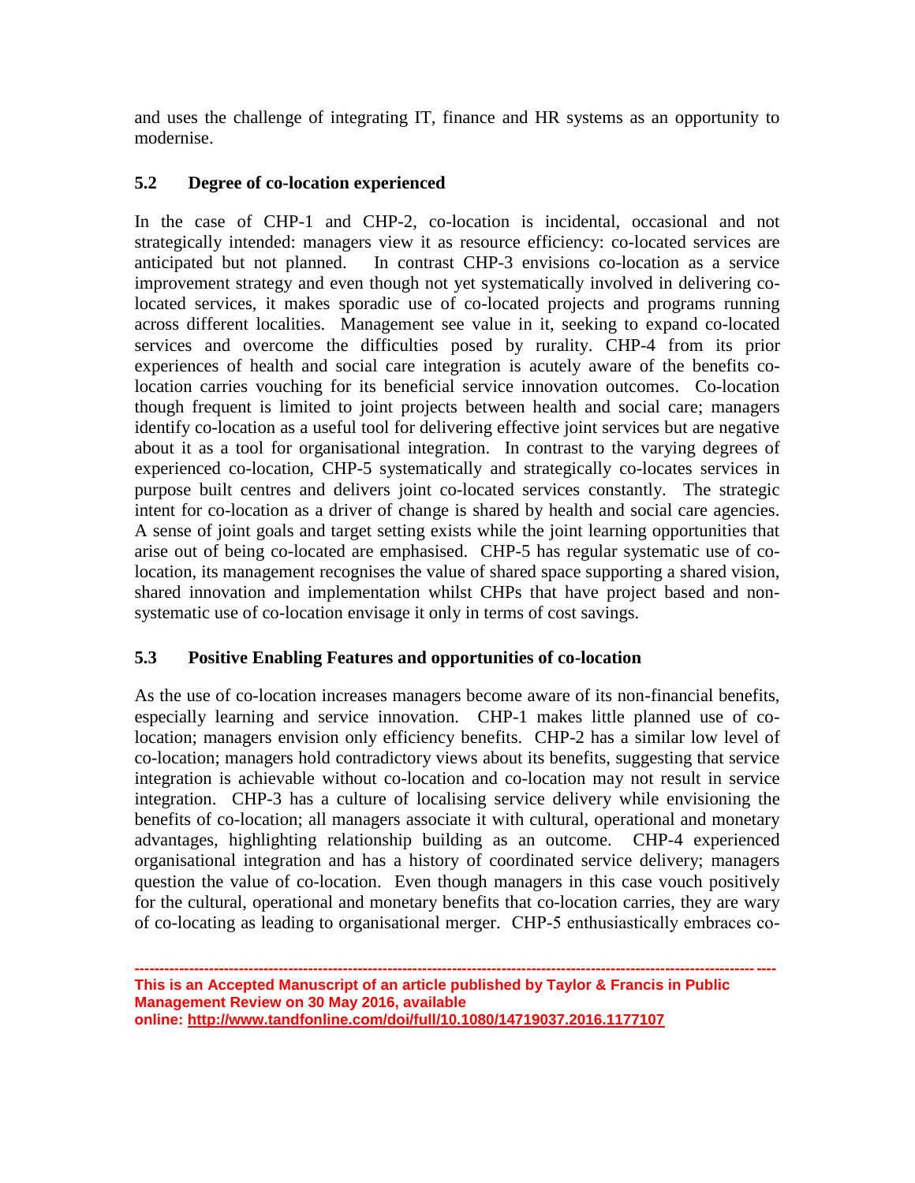and uses the challenge of integrating IT, finance and HR systems as an opportunity to modernise.

### 5.2 Degree of co-location experienced

In the case of CHP-1 and CHP-2, co-location is incidental, occasional and not strategically intended: managers view it as resource efficiency: co-located services are anticipated but not planned. In contrast CHP-3 envisions co-location as a service improvement strategy and even though not yet systematically involved in delivering co-located services, it makes sporadic use of co-located projects and programs running across different localities. Management see value in it, seeking to expand co-located services and overcome the difficulties posed by rurality. CHP-4 from its prior experiences of health and social care integration is acutely aware of the benefits co-location carries vouching for its beneficial service innovation outcomes. Co-location though frequent is limited to joint projects between health and social care; managers identify co-location as a useful tool for delivering effective joint services but are negative about it as a tool for organisational integration. In contrast to the varying degrees of experienced co-location, CHP-5 systematically and strategically co-locates services in purpose built centres and delivers joint co-located services constantly. The strategic intent for co-location as a driver of change is shared by health and social care agencies. A sense of joint goals and target setting exists while the joint learning opportunities that arise out of being co-located are emphasised. CHP-5 has regular systematic use of co-location, its management recognises the value of shared space supporting a shared vision, shared innovation and implementation whilst CHPs that have project based and non-systematic use of co-location envisage it only in terms of cost savings.

### 5.3 Positive Enabling Features and opportunities of co-location

As the use of co-location increases managers become aware of its non-financial benefits, especially learning and service innovation. CHP-1 makes little planned use of co-location; managers envision only efficiency benefits. CHP-2 has a similar low level of co-location; managers hold contradictory views about its benefits, suggesting that service integration is achievable without co-location and co-location may not result in service integration. CHP-3 has a culture of localising service delivery while envisioning the benefits of co-location; all managers associate it with cultural, operational and monetary advantages, highlighting relationship building as an outcome. CHP-4 experienced organisational integration and has a history of coordinated service delivery; managers question the value of co-location. Even though managers in this case vouch positively for the cultural, operational and monetary benefits that co-location carries, they are wary of co-locating as leading to organisational merger. CHP-5 enthusiastically embraces co-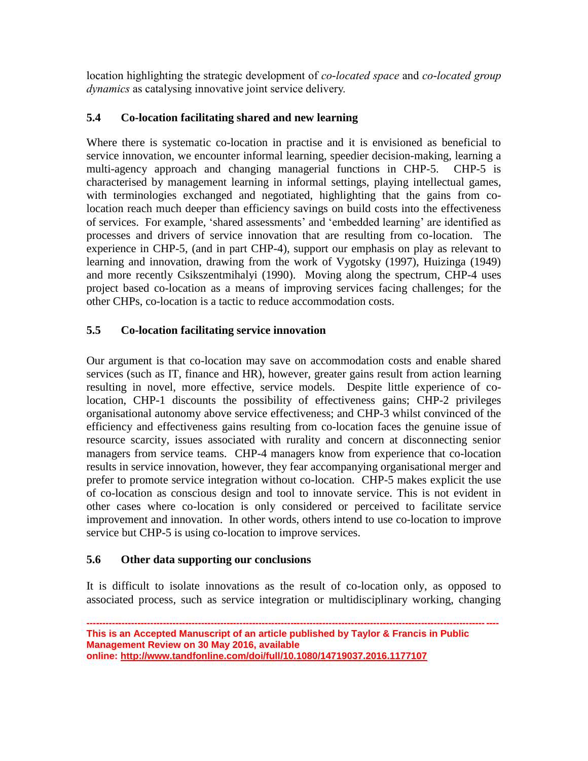location highlighting the strategic development of *co-located space* and *co-located group dynamics* as catalysing innovative joint service delivery.

### 5.4 Co-location facilitating shared and new learning

Where there is systematic co-location in practise and it is envisioned as beneficial to service innovation, we encounter informal learning, speedier decision-making, learning a multi-agency approach and changing managerial functions in CHP-5. CHP-5 is characterised by management learning in informal settings, playing intellectual games, with terminologies exchanged and negotiated, highlighting that the gains from co-location reach much deeper than efficiency savings on build costs into the effectiveness of services. For example, 'shared assessments' and 'embedded learning' are identified as processes and drivers of service innovation that are resulting from co-location. The experience in CHP-5, (and in part CHP-4), support our emphasis on play as relevant to learning and innovation, drawing from the work of Vygotsky (1997), Huizinga (1949) and more recently Csikszentmihalyi (1990). Moving along the spectrum, CHP-4 uses project based co-location as a means of improving services facing challenges; for the other CHPs, co-location is a tactic to reduce accommodation costs.

### 5.5 Co-location facilitating service innovation

Our argument is that co-location may save on accommodation costs and enable shared services (such as IT, finance and HR), however, greater gains result from action learning resulting in novel, more effective, service models. Despite little experience of co-location, CHP-1 discounts the possibility of effectiveness gains; CHP-2 privileges organisational autonomy above service effectiveness; and CHP-3 whilst convinced of the efficiency and effectiveness gains resulting from co-location faces the genuine issue of resource scarcity, issues associated with rurality and concern at disconnecting senior managers from service teams. CHP-4 managers know from experience that co-location results in service innovation, however, they fear accompanying organisational merger and prefer to promote service integration without co-location. CHP-5 makes explicit the use of co-location as conscious design and tool to innovate service. This is not evident in other cases where co-location is only considered or perceived to facilitate service improvement and innovation. In other words, others intend to use co-location to improve service but CHP-5 is using co-location to improve services.

### 5.6 Other data supporting our conclusions

It is difficult to isolate innovations as the result of co-location only, as opposed to associated process, such as service integration or multidisciplinary working, changing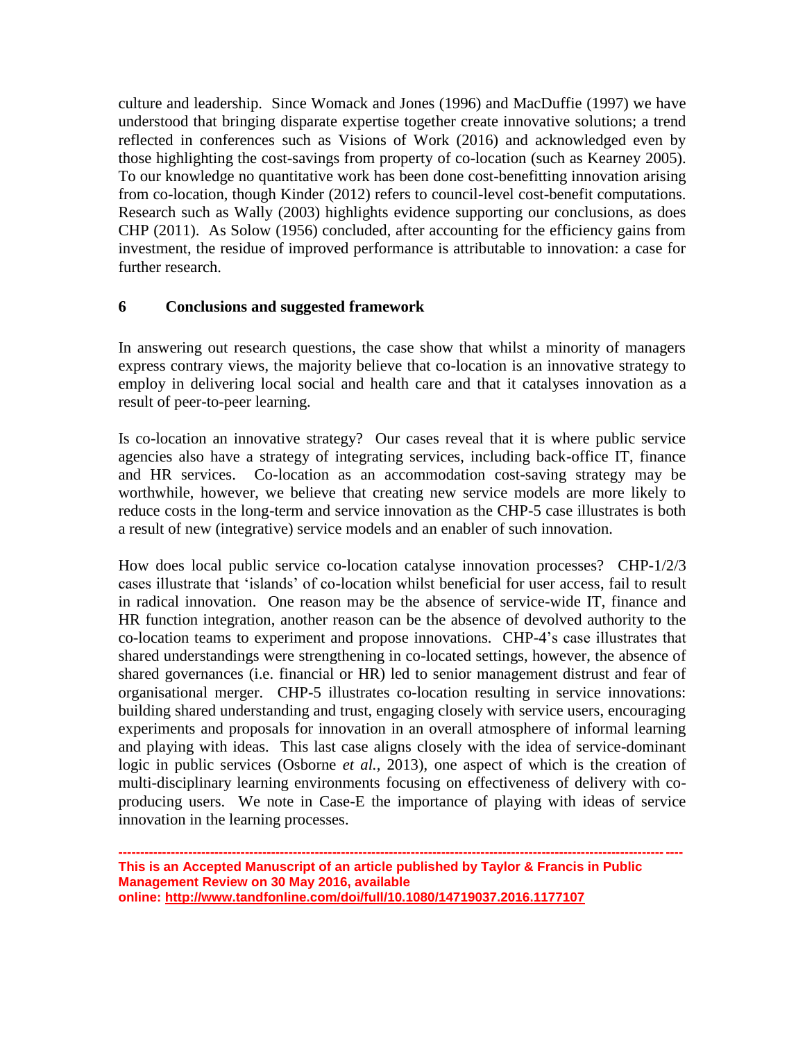culture and leadership. Since Womack and Jones (1996) and MacDuffie (1997) we have understood that bringing disparate expertise together create innovative solutions; a trend reflected in conferences such as Visions of Work (2016) and acknowledged even by those highlighting the cost-savings from property of co-location (such as Kearney 2005). To our knowledge no quantitative work has been done cost-benefitting innovation arising from co-location, though Kinder (2012) refers to council-level cost-benefit computations. Research such as Wally (2003) highlights evidence supporting our conclusions, as does CHP (2011). As Solow (1956) concluded, after accounting for the efficiency gains from investment, the residue of improved performance is attributable to innovation: a case for further research.

## 6 Conclusions and suggested framework

In answering out research questions, the case show that whilst a minority of managers express contrary views, the majority believe that co-location is an innovative strategy to employ in delivering local social and health care and that it catalyses innovation as a result of peer-to-peer learning.

Is co-location an innovative strategy? Our cases reveal that it is where public service agencies also have a strategy of integrating services, including back-office IT, finance and HR services. Co-location as an accommodation cost-saving strategy may be worthwhile, however, we believe that creating new service models are more likely to reduce costs in the long-term and service innovation as the CHP-5 case illustrates is both a result of new (integrative) service models and an enabler of such innovation.

How does local public service co-location catalyse innovation processes? CHP-1/2/3 cases illustrate that 'islands' of co-location whilst beneficial for user access, fail to result in radical innovation. One reason may be the absence of service-wide IT, finance and HR function integration, another reason can be the absence of devolved authority to the co-location teams to experiment and propose innovations. CHP-4's case illustrates that shared understandings were strengthening in co-located settings, however, the absence of shared governances (i.e. financial or HR) led to senior management distrust and fear of organisational merger. CHP-5 illustrates co-location resulting in service innovations: building shared understanding and trust, engaging closely with service users, encouraging experiments and proposals for innovation in an overall atmosphere of informal learning and playing with ideas. This last case aligns closely with the idea of service-dominant logic in public services (Osborne *et al.*, 2013), one aspect of which is the creation of multi-disciplinary learning environments focusing on effectiveness of delivery with co-producing users. We note in Case-E the importance of playing with ideas of service innovation in the learning processes.

**This is an Accepted Manuscript of an article published by Taylor & Francis in Public Management Review on 30 May 2016, available online: http://www.tandfonline.com/doi/full/10.1080/14719037.2016.1177107**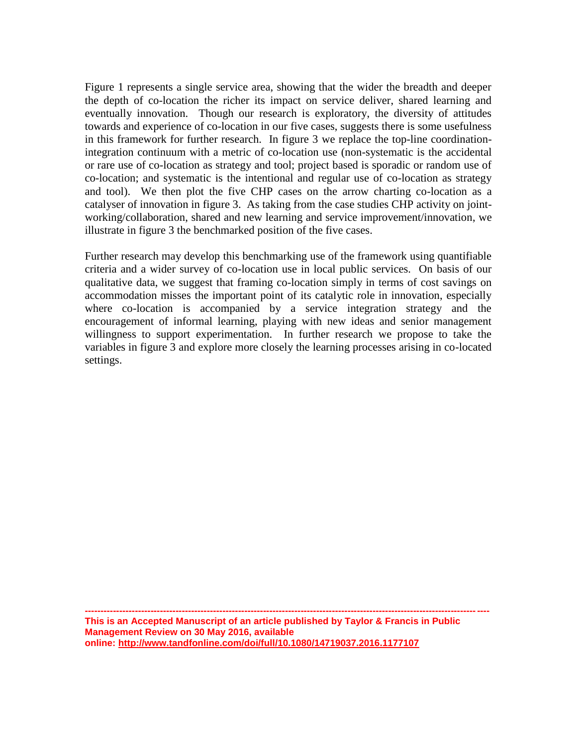Figure 1 represents a single service area, showing that the wider the breadth and deeper the depth of co-location the richer its impact on service deliver, shared learning and eventually innovation. Though our research is exploratory, the diversity of attitudes towards and experience of co-location in our five cases, suggests there is some usefulness in this framework for further research. In figure 3 we replace the top-line coordination-integration continuum with a metric of co-location use (non-systematic is the accidental or rare use of co-location as strategy and tool; project based is sporadic or random use of co-location; and systematic is the intentional and regular use of co-location as strategy and tool). We then plot the five CHP cases on the arrow charting co-location as a catalyser of innovation in figure 3. As taking from the case studies CHP activity on joint-working/collaboration, shared and new learning and service improvement/innovation, we illustrate in figure 3 the benchmarked position of the five cases.

Further research may develop this benchmarking use of the framework using quantifiable criteria and a wider survey of co-location use in local public services. On basis of our qualitative data, we suggest that framing co-location simply in terms of cost savings on accommodation misses the important point of its catalytic role in innovation, especially where co-location is accompanied by a service integration strategy and the encouragement of informal learning, playing with new ideas and senior management willingness to support experimentation. In further research we propose to take the variables in figure 3 and explore more closely the learning processes arising in co-located settings.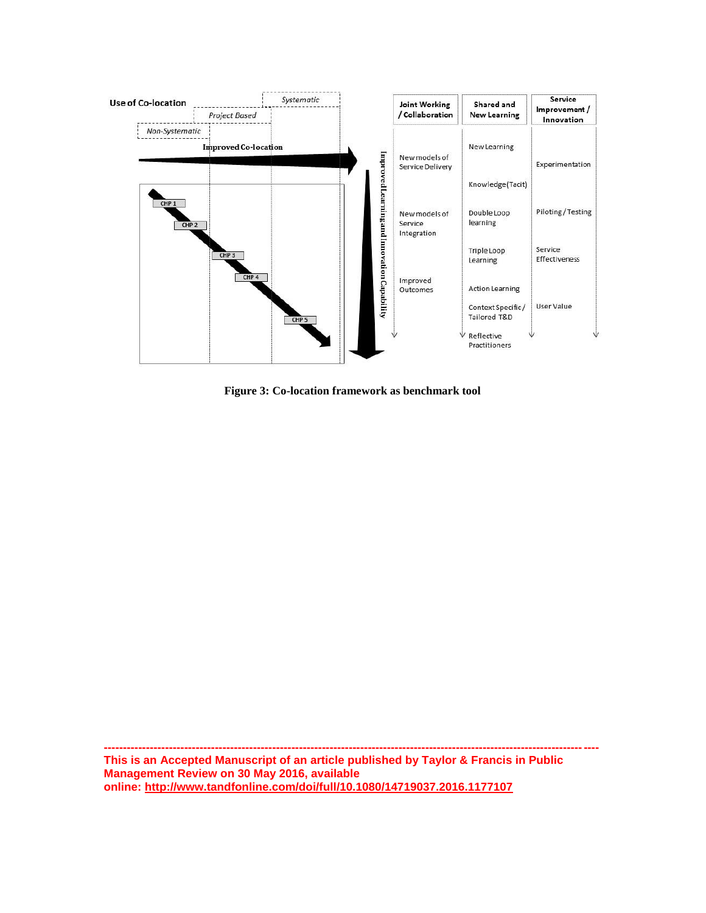Use of Co-location

Systematic

Project Based

Non-Systematic

Improved Co-location

CHP 1

CHP 2

CHP 3

CHP 4

CHP 5

Improved Learning and Innovation Capability

Joint Working / Collaboration

Shared and New Learning

Service Improvement / Innovation

New models of Service Delivery

New models of Service Integration

Improved Outcomes

New Learning

Knowledge (Tacit)

Double Loop learning

Triple Loop Learning

Action Learning

Context Specific / Tailored T&D

Reflective Practitioners

Experimentation

Piloting / Testing

Service Effectiveness

User Value

**Figure 3: Co-location framework as benchmark tool**

---

**This is an Accepted Manuscript of an article published by Taylor & Francis in Public Management Review on 30 May 2016, available online: http://www.tandfonline.com/doi/full/10.1080/14719037.2016.1177107**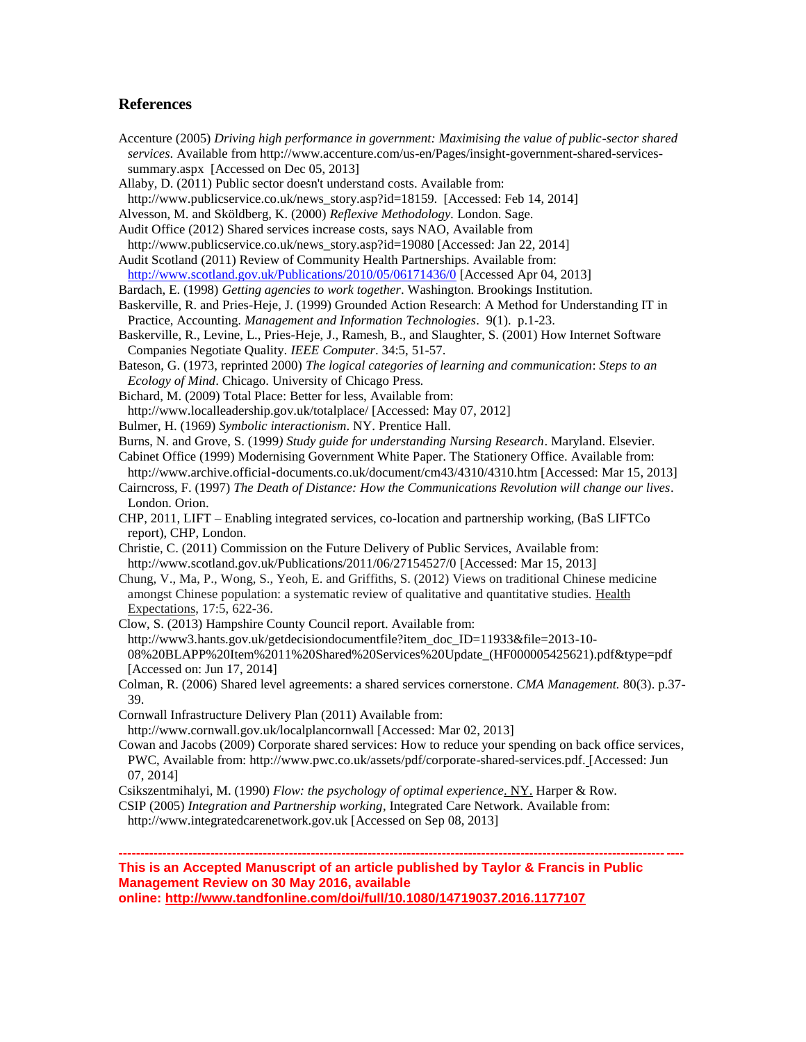## References

Accenture (2005) *Driving high performance in government: Maximising the value of public-sector shared services*. Available from http://www.accenture.com/us-en/Pages/insight-government-shared-services-summary.aspx [Accessed on Dec 05, 2013]

Allaby, D. (2011) Public sector doesn't understand costs. Available from: http://www.publicservice.co.uk/news_story.asp?id=18159. [Accessed: Feb 14, 2014]

Alvesson, M. and Sköldberg, K. (2000) *Reflexive Methodology.* London. Sage.

Audit Office (2012) Shared services increase costs, says NAO, Available from http://www.publicservice.co.uk/news_story.asp?id=19080 [Accessed: Jan 22, 2014]

Audit Scotland (2011) Review of Community Health Partnerships. Available from: http://www.scotland.gov.uk/Publications/2010/05/06171436/0 [Accessed Apr 04, 2013]

Bardach, E. (1998) *Getting agencies to work together*. Washington. Brookings Institution.

Baskerville, R. and Pries-Heje, J. (1999) Grounded Action Research: A Method for Understanding IT in Practice, Accounting. *Management and Information Technologies*. 9(1). p.1-23.

Baskerville, R., Levine, L., Pries-Heje, J., Ramesh, B., and Slaughter, S. (2001) How Internet Software Companies Negotiate Quality. *IEEE Computer*. 34:5, 51-57.

Bateson, G. (1973, reprinted 2000) *The logical categories of learning and communication*: *Steps to an Ecology of Mind*. Chicago. University of Chicago Press.

Bichard, M. (2009) Total Place: Better for less, Available from: http://www.localleadership.gov.uk/totalplace/ [Accessed: May 07, 2012]

Bulmer, H. (1969) *Symbolic interactionism*. NY. Prentice Hall.

Burns, N. and Grove, S. (1999) *Study guide for understanding Nursing Research*. Maryland. Elsevier.

Cabinet Office (1999) Modernising Government White Paper. The Stationery Office. Available from: http://www.archive.official-documents.co.uk/document/cm43/4310/4310.htm [Accessed: Mar 15, 2013]

Cairncross, F. (1997) *The Death of Distance: How the Communications Revolution will change our lives*. London. Orion.

CHP, 2011, LIFT – Enabling integrated services, co-location and partnership working, (BaS LIFTCo report), CHP, London.

Christie, C. (2011) Commission on the Future Delivery of Public Services, Available from: http://www.scotland.gov.uk/Publications/2011/06/27154527/0 [Accessed: Mar 15, 2013]

Chung, V., Ma, P., Wong, S., Yeoh, E. and Griffiths, S. (2012) Views on traditional Chinese medicine amongst Chinese population: a systematic review of qualitative and quantitative studies. Health Expectations, 17:5, 622-36.

Clow, S. (2013) Hampshire County Council report. Available from: http://www3.hants.gov.uk/getdecisiondocumentfile?item_doc_ID=11933&file=2013-10-08%20BLAPP%20Item%2011%20Shared%20Services%20Update_(HF000005425621).pdf&type=pdf [Accessed on: Jun 17, 2014]

Colman, R. (2006) Shared level agreements: a shared services cornerstone. *CMA Management.* 80(3). p.37-39.

Cornwall Infrastructure Delivery Plan (2011) Available from: http://www.cornwall.gov.uk/localplancornwall [Accessed: Mar 02, 2013]

Cowan and Jacobs (2009) Corporate shared services: How to reduce your spending on back office services, PWC, Available from: http://www.pwc.co.uk/assets/pdf/corporate-shared-services.pdf. [Accessed: Jun 07, 2014]

Csikszentmihalyi, M. (1990) *Flow: the psychology of optimal experience*. NY. Harper & Row.

CSIP (2005) *Integration and Partnership working*, Integrated Care Network. Available from: http://www.integratedcarenetwork.gov.uk [Accessed on Sep 08, 2013]

---

**This is an Accepted Manuscript of an article published by Taylor & Francis in Public Management Review on 30 May 2016, available online: http://www.tandfonline.com/doi/full/10.1080/14719037.2016.1177107**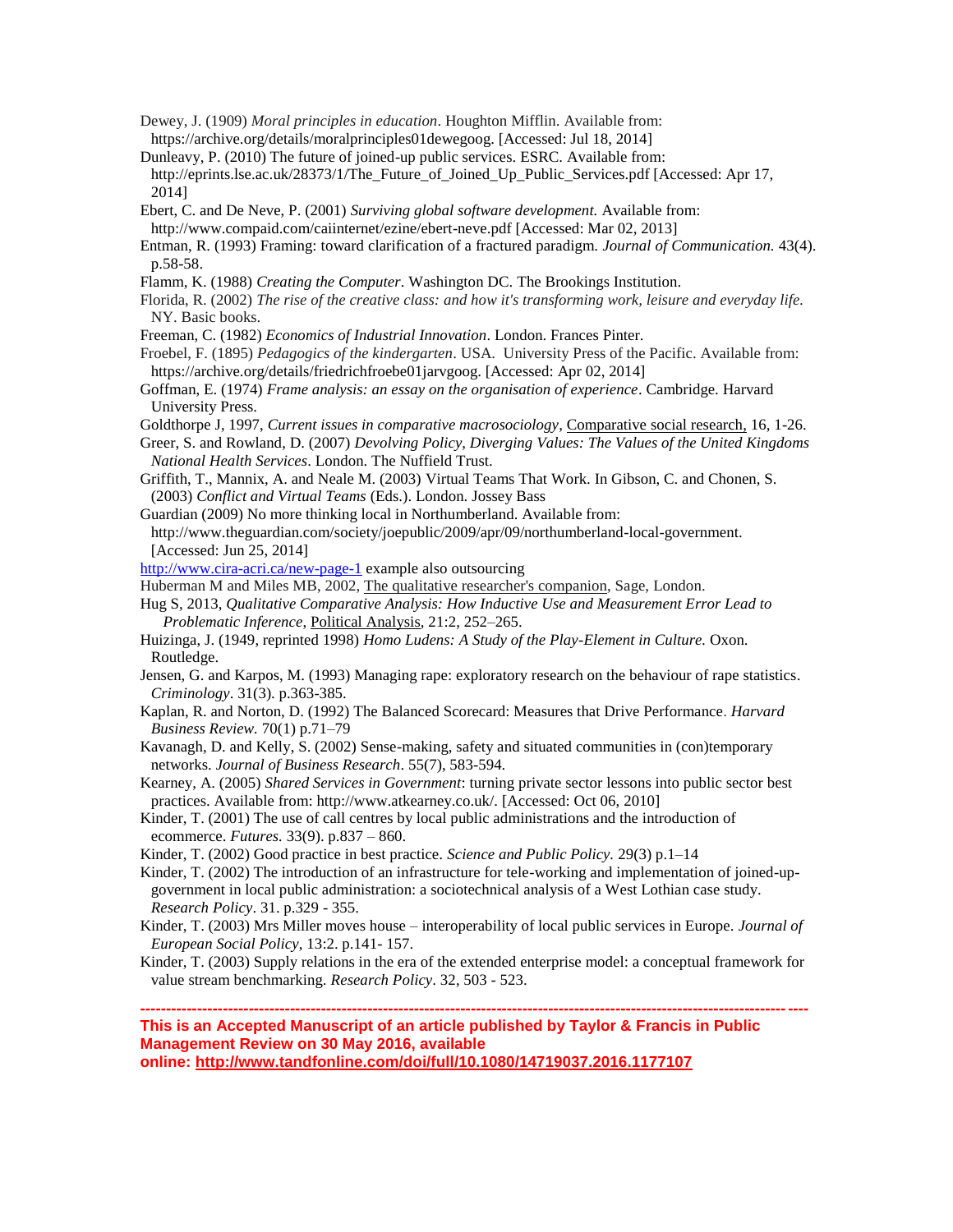Dewey, J. (1909) *Moral principles in education*. Houghton Mifflin. Available from: https://archive.org/details/moralprinciples01dewegoog. [Accessed: Jul 18, 2014]

Dunleavy, P. (2010) The future of joined-up public services. ESRC. Available from: http://eprints.lse.ac.uk/28373/1/The_Future_of_Joined_Up_Public_Services.pdf [Accessed: Apr 17, 2014]

Ebert, C. and De Neve, P. (2001) *Surviving global software development.* Available from: http://www.compaid.com/caiinternet/ezine/ebert-neve.pdf [Accessed: Mar 02, 2013]

Entman, R. (1993) Framing: toward clarification of a fractured paradigm. *Journal of Communication.* 43(4). p.58-58.

Flamm, K. (1988) *Creating the Computer*. Washington DC. The Brookings Institution.

Florida, R. (2002) *The rise of the creative class: and how it's transforming work, leisure and everyday life.* NY. Basic books.

Freeman, C. (1982) *Economics of Industrial Innovation*. London. Frances Pinter.

Froebel, F. (1895) *Pedagogics of the kindergarten*. USA. University Press of the Pacific. Available from: https://archive.org/details/friedrichfroebe01jarvgoog. [Accessed: Apr 02, 2014]

Goffman, E. (1974) *Frame analysis: an essay on the organisation of experience*. Cambridge. Harvard University Press.

Goldthorpe J, 1997, *Current issues in comparative macrosociology*, Comparative social research, 16, 1-26.

Greer, S. and Rowland, D. (2007) *Devolving Policy, Diverging Values: The Values of the United Kingdoms National Health Services*. London. The Nuffield Trust.

Griffith, T., Mannix, A. and Neale M. (2003) Virtual Teams That Work. In Gibson, C. and Chonen, S. (2003) *Conflict and Virtual Teams* (Eds.). London. Jossey Bass

Guardian (2009) No more thinking local in Northumberland. Available from: http://www.theguardian.com/society/joepublic/2009/apr/09/northumberland-local-government. [Accessed: Jun 25, 2014]

http://www.cira-acri.ca/new-page-1 example also outsourcing

Huberman M and Miles MB, 2002, The qualitative researcher's companion, Sage, London.

Hug S, 2013, *Qualitative Comparative Analysis: How Inductive Use and Measurement Error Lead to Problematic Inference*, Political Analysis, 21:2, 252–265.

Huizinga, J. (1949, reprinted 1998) *Homo Ludens: A Study of the Play-Element in Culture.* Oxon. Routledge.

Jensen, G. and Karpos, M. (1993) Managing rape: exploratory research on the behaviour of rape statistics. *Criminology*. 31(3). p.363-385.

Kaplan, R. and Norton, D. (1992) The Balanced Scorecard: Measures that Drive Performance. *Harvard Business Review.* 70(1) p.71–79

Kavanagh, D. and Kelly, S. (2002) Sense-making, safety and situated communities in (con)temporary networks. *Journal of Business Research*. 55(7), 583-594.

Kearney, A. (2005) *Shared Services in Government*: turning private sector lessons into public sector best practices. Available from: http://www.atkearney.co.uk/. [Accessed: Oct 06, 2010]

Kinder, T. (2001) The use of call centres by local public administrations and the introduction of ecommerce. *Futures.* 33(9). p.837 – 860.

Kinder, T. (2002) Good practice in best practice. *Science and Public Policy.* 29(3) p.1–14

Kinder, T. (2002) The introduction of an infrastructure for tele-working and implementation of joined-up-government in local public administration: a sociotechnical analysis of a West Lothian case study. *Research Policy*. 31. p.329 - 355.

Kinder, T. (2003) Mrs Miller moves house – interoperability of local public services in Europe. *Journal of European Social Policy*, 13:2. p.141- 157.

Kinder, T. (2003) Supply relations in the era of the extended enterprise model: a conceptual framework for value stream benchmarking. *Research Policy*. 32, 503 - 523.

---

**This is an Accepted Manuscript of an article published by Taylor & Francis in Public Management Review on 30 May 2016, available online: http://www.tandfonline.com/doi/full/10.1080/14719037.2016.1177107**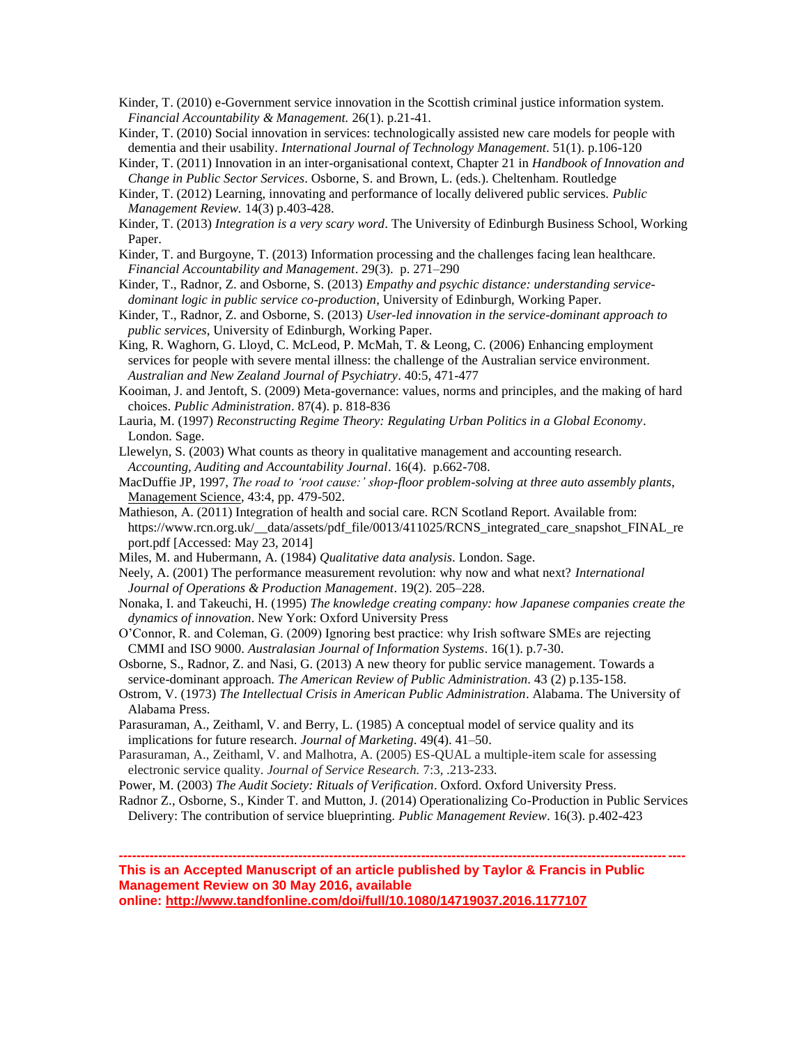Kinder, T. (2010) e-Government service innovation in the Scottish criminal justice information system. *Financial Accountability & Management.* 26(1). p.21-41.

Kinder, T. (2010) Social innovation in services: technologically assisted new care models for people with dementia and their usability. *International Journal of Technology Management*. 51(1). p.106-120

Kinder, T. (2011) Innovation in an inter-organisational context, Chapter 21 in *Handbook of Innovation and Change in Public Sector Services*. Osborne, S. and Brown, L. (eds.). Cheltenham. Routledge

Kinder, T. (2012) Learning, innovating and performance of locally delivered public services. *Public Management Review.* 14(3) p.403-428.

Kinder, T. (2013) *Integration is a very scary word*. The University of Edinburgh Business School, Working Paper.

Kinder, T. and Burgoyne, T. (2013) Information processing and the challenges facing lean healthcare. *Financial Accountability and Management*. 29(3). p. 271–290

Kinder, T., Radnor, Z. and Osborne, S. (2013) *Empathy and psychic distance: understanding service-dominant logic in public service co-production*, University of Edinburgh, Working Paper.

Kinder, T., Radnor, Z. and Osborne, S. (2013) *User-led innovation in the service-dominant approach to public services*, University of Edinburgh, Working Paper.

King, R. Waghorn, G. Lloyd, C. McLeod, P. McMah, T. & Leong, C. (2006) Enhancing employment services for people with severe mental illness: the challenge of the Australian service environment. *Australian and New Zealand Journal of Psychiatry*. 40:5, 471-477

Kooiman, J. and Jentoft, S. (2009) Meta-governance: values, norms and principles, and the making of hard choices. *Public Administration*. 87(4). p. 818-836

Lauria, M. (1997) *Reconstructing Regime Theory: Regulating Urban Politics in a Global Economy*. London. Sage.

Llewelyn, S. (2003) What counts as theory in qualitative management and accounting research. *Accounting, Auditing and Accountability Journal*. 16(4). p.662-708.

MacDuffie JP, 1997, *The road to 'root cause:' shop-floor problem-solving at three auto assembly plants*, Management Science, 43:4, pp. 479-502.

Mathieson, A. (2011) Integration of health and social care. RCN Scotland Report. Available from: https://www.rcn.org.uk/__data/assets/pdf_file/0013/411025/RCNS_integrated_care_snapshot_FINAL_report.pdf [Accessed: May 23, 2014]

Miles, M. and Hubermann, A. (1984) *Qualitative data analysis*. London. Sage.

Neely, A. (2001) The performance measurement revolution: why now and what next? *International Journal of Operations & Production Management*. 19(2). 205–228.

Nonaka, I. and Takeuchi, H. (1995) *The knowledge creating company: how Japanese companies create the dynamics of innovation*. New York: Oxford University Press

O'Connor, R. and Coleman, G. (2009) Ignoring best practice: why Irish software SMEs are rejecting CMMI and ISO 9000. *Australasian Journal of Information Systems*. 16(1). p.7-30.

Osborne, S., Radnor, Z. and Nasi, G. (2013) A new theory for public service management. Towards a service-dominant approach. *The American Review of Public Administration*. 43 (2) p.135-158.

Ostrom, V. (1973) *The Intellectual Crisis in American Public Administration*. Alabama. The University of Alabama Press.

Parasuraman, A., Zeithaml, V. and Berry, L. (1985) A conceptual model of service quality and its implications for future research. *Journal of Marketing*. 49(4). 41–50.

Parasuraman, A., Zeithaml, V. and Malhotra, A. (2005) ES-QUAL a multiple-item scale for assessing electronic service quality. *Journal of Service Research.* 7:3, .213-233.

Power, M. (2003) *The Audit Society: Rituals of Verification*. Oxford. Oxford University Press.

Radnor Z., Osborne, S., Kinder T. and Mutton, J. (2014) Operationalizing Co-Production in Public Services Delivery: The contribution of service blueprinting. *Public Management Review*. 16(3). p.402-423

---

**This is an Accepted Manuscript of an article published by Taylor & Francis in Public Management Review on 30 May 2016, available online: http://www.tandfonline.com/doi/full/10.1080/14719037.2016.1177107**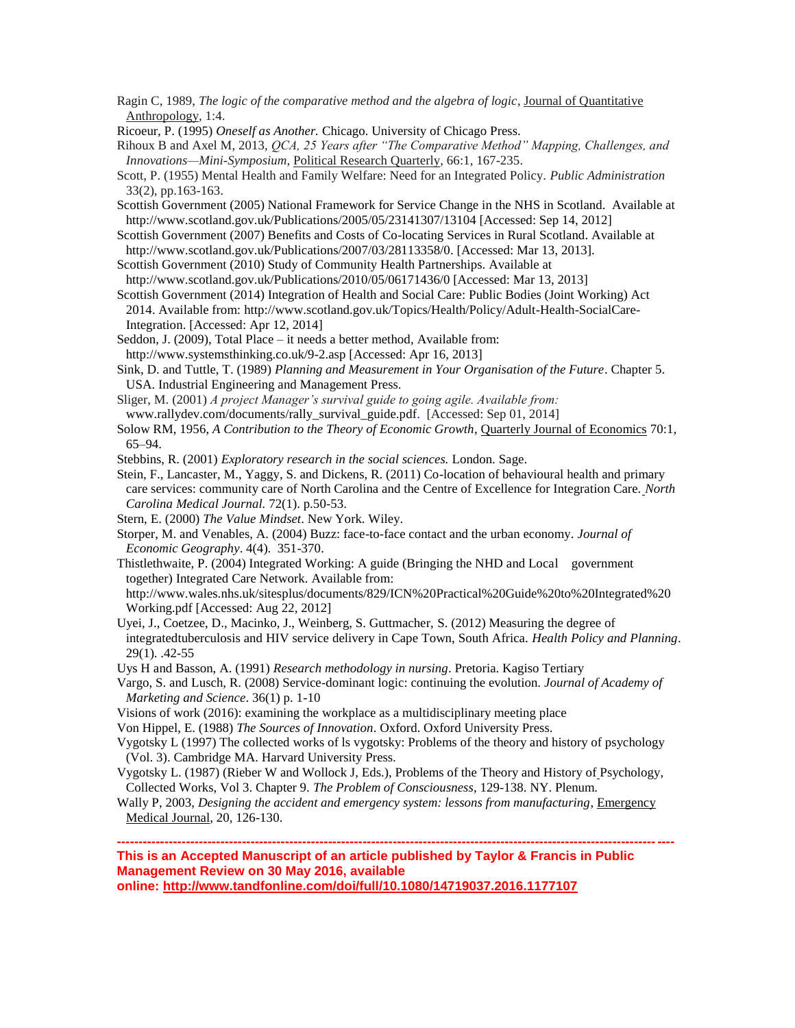Ragin C, 1989, *The logic of the comparative method and the algebra of logic*, Journal of Quantitative Anthropology, 1:4.

Ricoeur, P. (1995) *Oneself as Another.* Chicago. University of Chicago Press.

Rihoux B and Axel M, 2013, *QCA, 25 Years after "The Comparative Method" Mapping, Challenges, and Innovations—Mini-Symposium*, Political Research Quarterly, 66:1, 167-235.

Scott, P. (1955) Mental Health and Family Welfare: Need for an Integrated Policy. *Public Administration* 33(2), pp.163-163.

Scottish Government (2005) National Framework for Service Change in the NHS in Scotland. Available at http://www.scotland.gov.uk/Publications/2005/05/23141307/13104 [Accessed: Sep 14, 2012]

Scottish Government (2007) Benefits and Costs of Co-locating Services in Rural Scotland. Available at http://www.scotland.gov.uk/Publications/2007/03/28113358/0. [Accessed: Mar 13, 2013].

Scottish Government (2010) Study of Community Health Partnerships. Available at http://www.scotland.gov.uk/Publications/2010/05/06171436/0 [Accessed: Mar 13, 2013]

Scottish Government (2014) Integration of Health and Social Care: Public Bodies (Joint Working) Act 2014. Available from: http://www.scotland.gov.uk/Topics/Health/Policy/Adult-Health-SocialCare-Integration. [Accessed: Apr 12, 2014]

Seddon, J. (2009), Total Place – it needs a better method, Available from: http://www.systemsthinking.co.uk/9-2.asp [Accessed: Apr 16, 2013]

Sink, D. and Tuttle, T. (1989) *Planning and Measurement in Your Organisation of the Future*. Chapter 5. USA. Industrial Engineering and Management Press.

Sliger, M. (2001) *A project Manager's survival guide to going agile. Available from:* www.rallydev.com/documents/rally_survival_guide.pdf. [Accessed: Sep 01, 2014]

Solow RM, 1956, *A Contribution to the Theory of Economic Growth*, Quarterly Journal of Economics 70:1, 65–94.

Stebbins, R. (2001) *Exploratory research in the social sciences.* London. Sage.

Stein, F., Lancaster, M., Yaggy, S. and Dickens, R. (2011) Co-location of behavioural health and primary care services: community care of North Carolina and the Centre of Excellence for Integration Care. *North Carolina Medical Journal.* 72(1). p.50-53.

Stern, E. (2000) *The Value Mindset*. New York. Wiley.

Storper, M. and Venables, A. (2004) Buzz: face-to-face contact and the urban economy. *Journal of Economic Geography*. 4(4). 351-370.

Thistlethwaite, P. (2004) Integrated Working: A guide (Bringing the NHD and Local government together) Integrated Care Network. Available from: http://www.wales.nhs.uk/sitesplus/documents/829/ICN%20Practical%20Guide%20to%20Integrated%20Working.pdf [Accessed: Aug 22, 2012]

Uyei, J., Coetzee, D., Macinko, J., Weinberg, S. Guttmacher, S. (2012) Measuring the degree of integratedtuberculosis and HIV service delivery in Cape Town, South Africa. *Health Policy and Planning*. 29(1). .42-55

Uys H and Basson, A. (1991) *Research methodology in nursing*. Pretoria. Kagiso Tertiary

Vargo, S. and Lusch, R. (2008) Service-dominant logic: continuing the evolution. *Journal of Academy of Marketing and Science*. 36(1) p. 1-10

Visions of work (2016): examining the workplace as a multidisciplinary meeting place

Von Hippel, E. (1988) *The Sources of Innovation*. Oxford. Oxford University Press.

Vygotsky L (1997) The collected works of ls vygotsky: Problems of the theory and history of psychology (Vol. 3). Cambridge MA. Harvard University Press.

Vygotsky L. (1987) (Rieber W and Wollock J, Eds.), Problems of the Theory and History of Psychology, Collected Works, Vol 3. Chapter 9. *The Problem of Consciousness*, 129-138. NY. Plenum.

Wally P, 2003, *Designing the accident and emergency system: lessons from manufacturing*, Emergency Medical Journal, 20, 126-130.

---

**This is an Accepted Manuscript of an article published by Taylor & Francis in Public Management Review on 30 May 2016, available online: http://www.tandfonline.com/doi/full/10.1080/14719037.2016.1177107**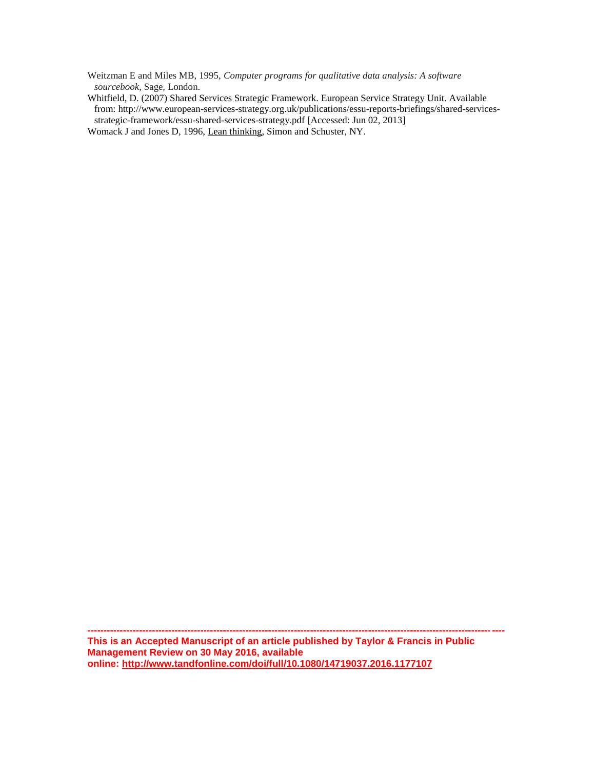Weitzman E and Miles MB, 1995, *Computer programs for qualitative data analysis: A software sourcebook*, Sage, London.

Whitfield, D. (2007) Shared Services Strategic Framework. European Service Strategy Unit. Available from: http://www.european-services-strategy.org.uk/publications/essu-reports-briefings/shared-services-strategic-framework/essu-shared-services-strategy.pdf [Accessed: Jun 02, 2013]

Womack J and Jones D, 1996, Lean thinking, Simon and Schuster, NY.

---

**This is an Accepted Manuscript of an article published by Taylor & Francis in Public Management Review on 30 May 2016, available online: http://www.tandfonline.com/doi/full/10.1080/14719037.2016.1177107**